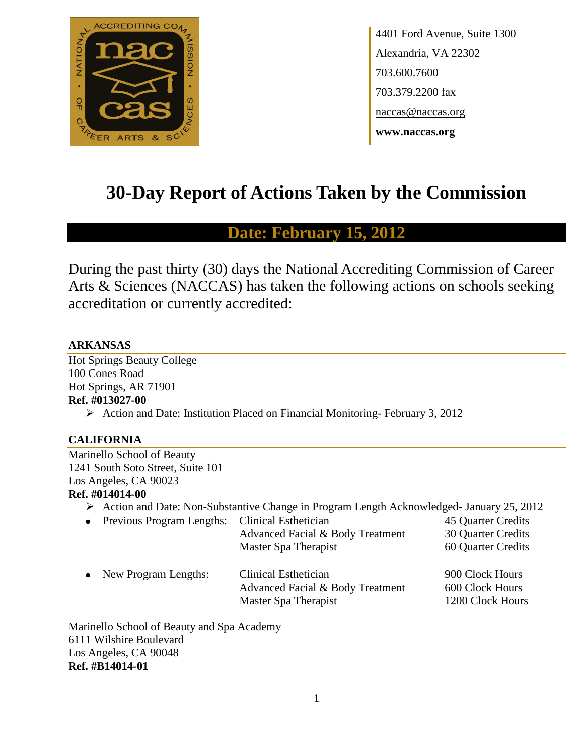4401 Ford Avenue, Suite 1300
Alexandria, VA 22302
703.600.7600
703.379.2200 fax
naccas@naccas.org
**www.naccas.org**

# 30-Day Report of Actions Taken by the Commission

## Date: February 15, 2012

During the past thirty (30) days the National Accrediting Commission of Career Arts & Sciences (NACCAS) has taken the following actions on schools seeking accreditation or currently accredited:

### ARKANSAS

Hot Springs Beauty College
100 Cones Road
Hot Springs, AR 71901
**Ref. #013027-00**

- Action and Date: Institution Placed on Financial Monitoring- February 3, 2012

### CALIFORNIA

Marinello School of Beauty
1241 South Soto Street, Suite 101
Los Angeles, CA 90023
**Ref. #014014-00**

- Action and Date: Non-Substantive Change in Program Length Acknowledged- January 25, 2012

| | Program | Length |
|---|---|---|
| Previous Program Lengths: | Clinical Esthetician | 45 Quarter Credits |
| | Advanced Facial & Body Treatment | 30 Quarter Credits |
| | Master Spa Therapist | 60 Quarter Credits |
| New Program Lengths: | Clinical Esthetician | 900 Clock Hours |
| | Advanced Facial & Body Treatment | 600 Clock Hours |
| | Master Spa Therapist | 1200 Clock Hours |

Marinello School of Beauty and Spa Academy
6111 Wilshire Boulevard
Los Angeles, CA 90048
**Ref. #B14014-01**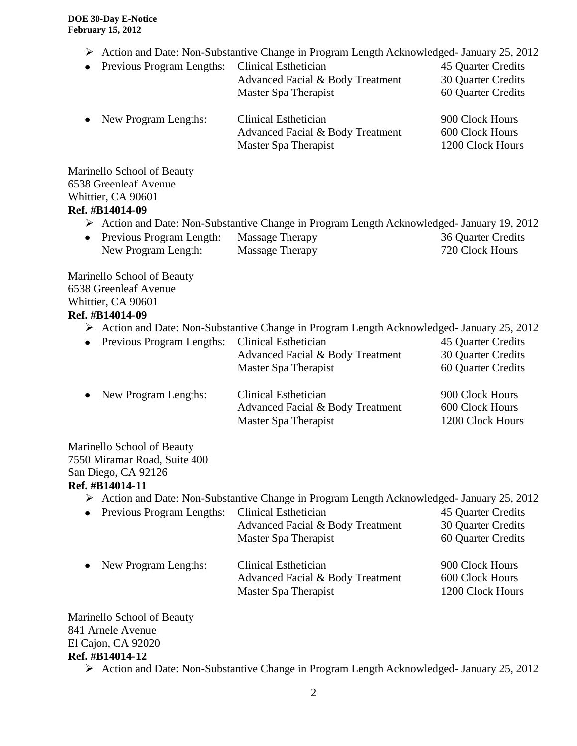- Action and Date: Non-Substantive Change in Program Length Acknowledged- January 25, 2012

| | | |
|---|---|---|
| Previous Program Lengths: | Clinical Esthetician | 45 Quarter Credits |
| | Advanced Facial & Body Treatment | 30 Quarter Credits |
| | Master Spa Therapist | 60 Quarter Credits |
| New Program Lengths: | Clinical Esthetician | 900 Clock Hours |
| | Advanced Facial & Body Treatment | 600 Clock Hours |
| | Master Spa Therapist | 1200 Clock Hours |

Marinello School of Beauty
6538 Greenleaf Avenue
Whittier, CA 90601
**Ref. #B14014-09**

- Action and Date: Non-Substantive Change in Program Length Acknowledged- January 19, 2012

| | | |
|---|---|---|
| Previous Program Length: | Massage Therapy | 36 Quarter Credits |
| New Program Length: | Massage Therapy | 720 Clock Hours |

Marinello School of Beauty
6538 Greenleaf Avenue
Whittier, CA 90601
**Ref. #B14014-09**

- Action and Date: Non-Substantive Change in Program Length Acknowledged- January 25, 2012

| | | |
|---|---|---|
| Previous Program Lengths: | Clinical Esthetician | 45 Quarter Credits |
| | Advanced Facial & Body Treatment | 30 Quarter Credits |
| | Master Spa Therapist | 60 Quarter Credits |
| New Program Lengths: | Clinical Esthetician | 900 Clock Hours |
| | Advanced Facial & Body Treatment | 600 Clock Hours |
| | Master Spa Therapist | 1200 Clock Hours |

Marinello School of Beauty
7550 Miramar Road, Suite 400
San Diego, CA 92126
**Ref. #B14014-11**

- Action and Date: Non-Substantive Change in Program Length Acknowledged- January 25, 2012

| | | |
|---|---|---|
| Previous Program Lengths: | Clinical Esthetician | 45 Quarter Credits |
| | Advanced Facial & Body Treatment | 30 Quarter Credits |
| | Master Spa Therapist | 60 Quarter Credits |
| New Program Lengths: | Clinical Esthetician | 900 Clock Hours |
| | Advanced Facial & Body Treatment | 600 Clock Hours |
| | Master Spa Therapist | 1200 Clock Hours |

Marinello School of Beauty
841 Arnele Avenue
El Cajon, CA 92020
**Ref. #B14014-12**

- Action and Date: Non-Substantive Change in Program Length Acknowledged- January 25, 2012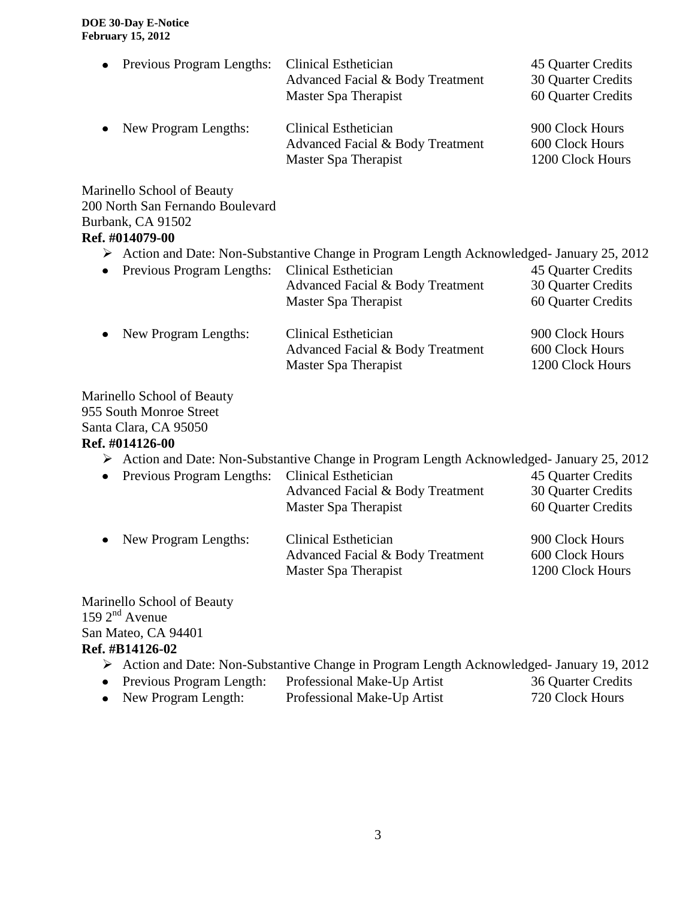- Previous Program Lengths:

| | |
|---|---|
| Clinical Esthetician | 45 Quarter Credits |
| Advanced Facial & Body Treatment | 30 Quarter Credits |
| Master Spa Therapist | 60 Quarter Credits |

- New Program Lengths:

| | |
|---|---|
| Clinical Esthetician | 900 Clock Hours |
| Advanced Facial & Body Treatment | 600 Clock Hours |
| Master Spa Therapist | 1200 Clock Hours |

Marinello School of Beauty
200 North San Fernando Boulevard
Burbank, CA 91502
**Ref. #014079-00**

- ➢ Action and Date: Non-Substantive Change in Program Length Acknowledged- January 25, 2012
- Previous Program Lengths:

| | |
|---|---|
| Clinical Esthetician | 45 Quarter Credits |
| Advanced Facial & Body Treatment | 30 Quarter Credits |
| Master Spa Therapist | 60 Quarter Credits |

- New Program Lengths:

| | |
|---|---|
| Clinical Esthetician | 900 Clock Hours |
| Advanced Facial & Body Treatment | 600 Clock Hours |
| Master Spa Therapist | 1200 Clock Hours |

Marinello School of Beauty
955 South Monroe Street
Santa Clara, CA 95050
**Ref. #014126-00**

- ➢ Action and Date: Non-Substantive Change in Program Length Acknowledged- January 25, 2012
- Previous Program Lengths:

| | |
|---|---|
| Clinical Esthetician | 45 Quarter Credits |
| Advanced Facial & Body Treatment | 30 Quarter Credits |
| Master Spa Therapist | 60 Quarter Credits |

- New Program Lengths:

| | |
|---|---|
| Clinical Esthetician | 900 Clock Hours |
| Advanced Facial & Body Treatment | 600 Clock Hours |
| Master Spa Therapist | 1200 Clock Hours |

Marinello School of Beauty
159 2nd Avenue
San Mateo, CA 94401
**Ref. #B14126-02**

- ➢ Action and Date: Non-Substantive Change in Program Length Acknowledged- January 19, 2012
- Previous Program Length: Professional Make-Up Artist — 36 Quarter Credits
- New Program Length: Professional Make-Up Artist — 720 Clock Hours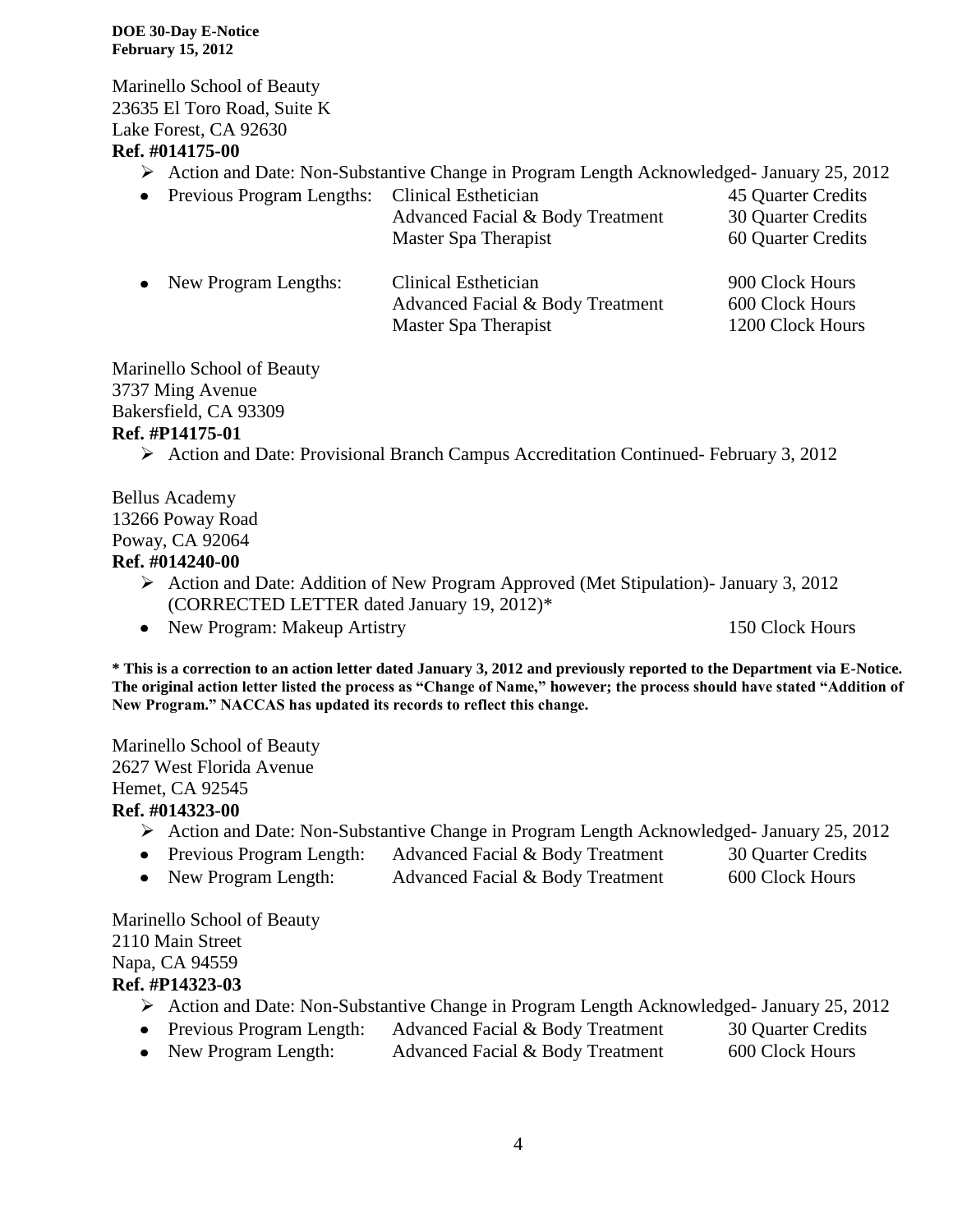Marinello School of Beauty
23635 El Toro Road, Suite K
Lake Forest, CA 92630
**Ref. #014175-00**

- Action and Date: Non-Substantive Change in Program Length Acknowledged- January 25, 2012
- Previous Program Lengths:

| Program | Length |
|---|---|
| Clinical Esthetician | 45 Quarter Credits |
| Advanced Facial & Body Treatment | 30 Quarter Credits |
| Master Spa Therapist | 60 Quarter Credits |

- New Program Lengths:

| Program | Length |
|---|---|
| Clinical Esthetician | 900 Clock Hours |
| Advanced Facial & Body Treatment | 600 Clock Hours |
| Master Spa Therapist | 1200 Clock Hours |

Marinello School of Beauty
3737 Ming Avenue
Bakersfield, CA 93309
**Ref. #P14175-01**

- Action and Date: Provisional Branch Campus Accreditation Continued- February 3, 2012

Bellus Academy
13266 Poway Road
Poway, CA 92064
**Ref. #014240-00**

- Action and Date: Addition of New Program Approved (Met Stipulation)- January 3, 2012 (CORRECTED LETTER dated January 19, 2012)*
- New Program: Makeup Artistry 150 Clock Hours

**\* This is a correction to an action letter dated January 3, 2012 and previously reported to the Department via E-Notice. The original action letter listed the process as "Change of Name," however; the process should have stated "Addition of New Program." NACCAS has updated its records to reflect this change.**

Marinello School of Beauty
2627 West Florida Avenue
Hemet, CA 92545
**Ref. #014323-00**

- Action and Date: Non-Substantive Change in Program Length Acknowledged- January 25, 2012
- Previous Program Length: Advanced Facial & Body Treatment 30 Quarter Credits
- New Program Length: Advanced Facial & Body Treatment 600 Clock Hours

Marinello School of Beauty
2110 Main Street
Napa, CA 94559
**Ref. #P14323-03**

- Action and Date: Non-Substantive Change in Program Length Acknowledged- January 25, 2012
- Previous Program Length: Advanced Facial & Body Treatment 30 Quarter Credits
- New Program Length: Advanced Facial & Body Treatment 600 Clock Hours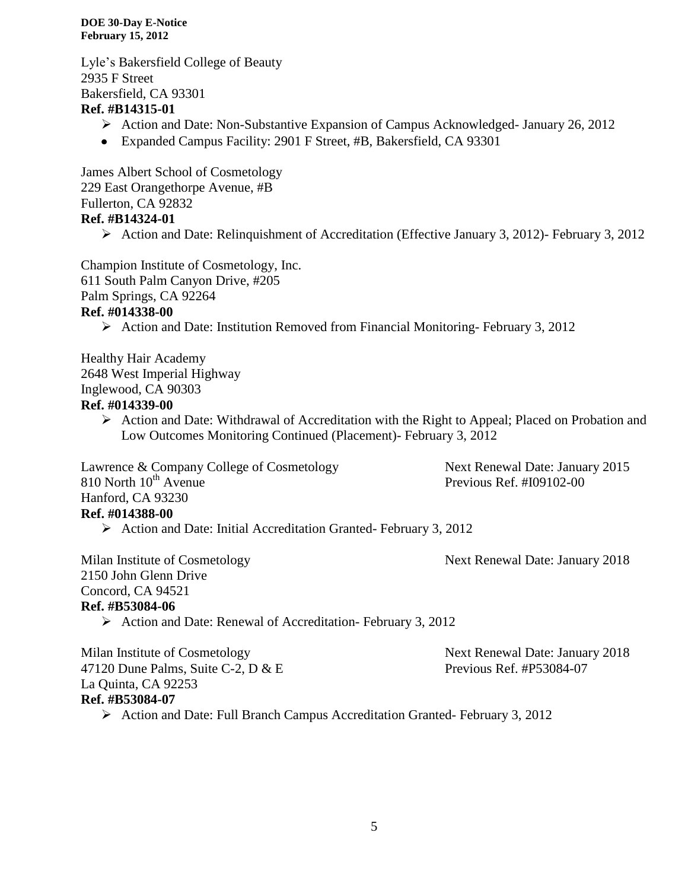Lyle's Bakersfield College of Beauty
2935 F Street
Bakersfield, CA 93301
**Ref. #B14315-01**

- Action and Date: Non-Substantive Expansion of Campus Acknowledged- January 26, 2012
- Expanded Campus Facility: 2901 F Street, #B, Bakersfield, CA 93301

James Albert School of Cosmetology
229 East Orangethorpe Avenue, #B
Fullerton, CA 92832
**Ref. #B14324-01**

- Action and Date: Relinquishment of Accreditation (Effective January 3, 2012)- February 3, 2012

Champion Institute of Cosmetology, Inc.
611 South Palm Canyon Drive, #205
Palm Springs, CA 92264
**Ref. #014338-00**

- Action and Date: Institution Removed from Financial Monitoring- February 3, 2012

Healthy Hair Academy
2648 West Imperial Highway
Inglewood, CA 90303
**Ref. #014339-00**

- Action and Date: Withdrawal of Accreditation with the Right to Appeal; Placed on Probation and Low Outcomes Monitoring Continued (Placement)- February 3, 2012

Lawrence & Company College of Cosmetology
810 North 10th Avenue
Hanford, CA 93230
Next Renewal Date: January 2015
Previous Ref. #I09102-00
**Ref. #014388-00**

- Action and Date: Initial Accreditation Granted- February 3, 2012

Milan Institute of Cosmetology
2150 John Glenn Drive
Concord, CA 94521
Next Renewal Date: January 2018
**Ref. #B53084-06**

- Action and Date: Renewal of Accreditation- February 3, 2012

Milan Institute of Cosmetology
47120 Dune Palms, Suite C-2, D & E
La Quinta, CA 92253
Next Renewal Date: January 2018
Previous Ref. #P53084-07
**Ref. #B53084-07**

- Action and Date: Full Branch Campus Accreditation Granted- February 3, 2012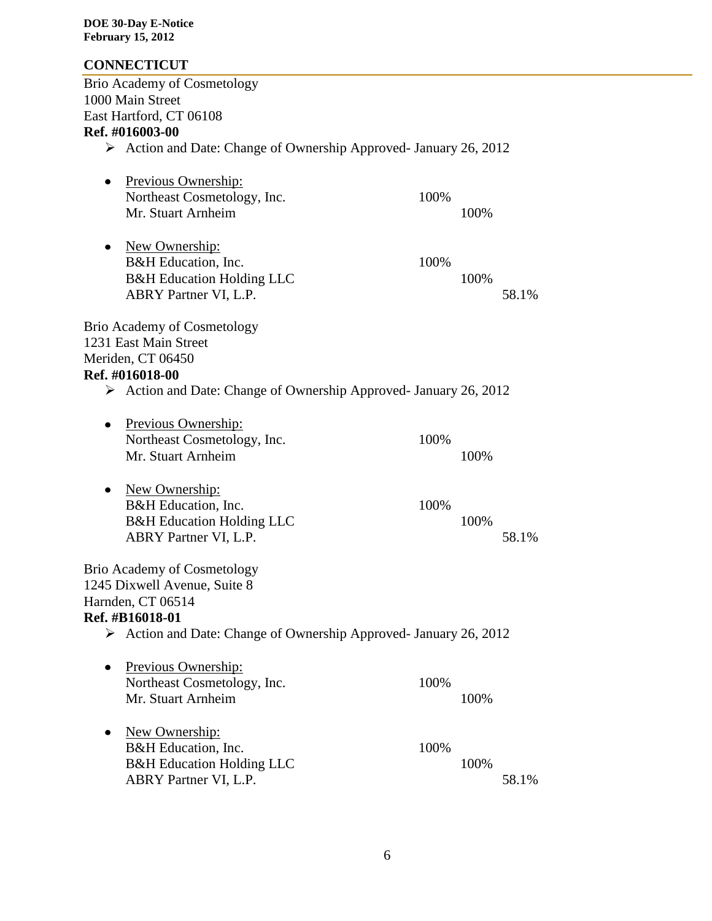## CONNECTICUT

Brio Academy of Cosmetology
1000 Main Street
East Hartford, CT 06108
**Ref. #016003-00**

- Action and Date: Change of Ownership Approved- January 26, 2012

- Previous Ownership:

| | | | |
|---|---|---|---|
| Northeast Cosmetology, Inc. | 100% | | |
| Mr. Stuart Arnheim | | 100% | |

- New Ownership:

| | | | |
|---|---|---|---|
| B&H Education, Inc. | 100% | | |
| B&H Education Holding LLC | | 100% | |
| ABRY Partner VI, L.P. | | | 58.1% |

Brio Academy of Cosmetology
1231 East Main Street
Meriden, CT 06450
**Ref. #016018-00**

- Action and Date: Change of Ownership Approved- January 26, 2012

- Previous Ownership:

| | | | |
|---|---|---|---|
| Northeast Cosmetology, Inc. | 100% | | |
| Mr. Stuart Arnheim | | 100% | |

- New Ownership:

| | | | |
|---|---|---|---|
| B&H Education, Inc. | 100% | | |
| B&H Education Holding LLC | | 100% | |
| ABRY Partner VI, L.P. | | | 58.1% |

Brio Academy of Cosmetology
1245 Dixwell Avenue, Suite 8
Harnden, CT 06514
**Ref. #B16018-01**

- Action and Date: Change of Ownership Approved- January 26, 2012

- Previous Ownership:

| | | | |
|---|---|---|---|
| Northeast Cosmetology, Inc. | 100% | | |
| Mr. Stuart Arnheim | | 100% | |

- New Ownership:

| | | | |
|---|---|---|---|
| B&H Education, Inc. | 100% | | |
| B&H Education Holding LLC | | 100% | |
| ABRY Partner VI, L.P. | | | 58.1% |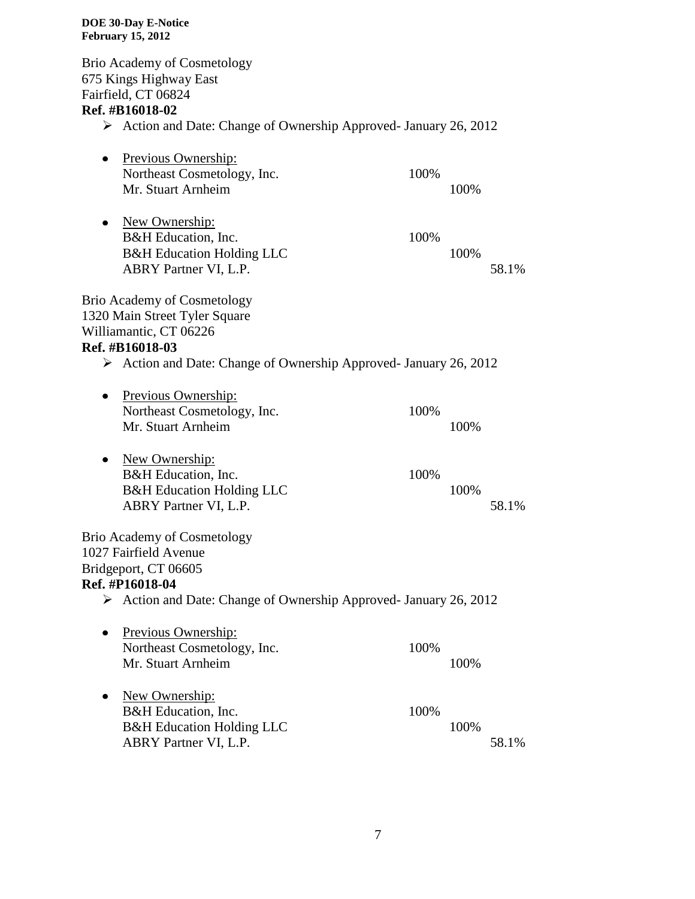Brio Academy of Cosmetology
675 Kings Highway East
Fairfield, CT 06824
**Ref. #B16018-02**

- Action and Date: Change of Ownership Approved- January 26, 2012

- Previous Ownership:

| | | | |
|---|---|---|---|
| Northeast Cosmetology, Inc. | 100% | | |
| Mr. Stuart Arnheim | | 100% | |

- New Ownership:

| | | | |
|---|---|---|---|
| B&H Education, Inc. | 100% | | |
| B&H Education Holding LLC | | 100% | |
| ABRY Partner VI, L.P. | | | 58.1% |

Brio Academy of Cosmetology
1320 Main Street Tyler Square
Williamantic, CT 06226
**Ref. #B16018-03**

- Action and Date: Change of Ownership Approved- January 26, 2012

- Previous Ownership:

| | | | |
|---|---|---|---|
| Northeast Cosmetology, Inc. | 100% | | |
| Mr. Stuart Arnheim | | 100% | |

- New Ownership:

| | | | |
|---|---|---|---|
| B&H Education, Inc. | 100% | | |
| B&H Education Holding LLC | | 100% | |
| ABRY Partner VI, L.P. | | | 58.1% |

Brio Academy of Cosmetology
1027 Fairfield Avenue
Bridgeport, CT 06605
**Ref. #P16018-04**

- Action and Date: Change of Ownership Approved- January 26, 2012

- Previous Ownership:

| | | | |
|---|---|---|---|
| Northeast Cosmetology, Inc. | 100% | | |
| Mr. Stuart Arnheim | | 100% | |

- New Ownership:

| | | | |
|---|---|---|---|
| B&H Education, Inc. | 100% | | |
| B&H Education Holding LLC | | 100% | |
| ABRY Partner VI, L.P. | | | 58.1% |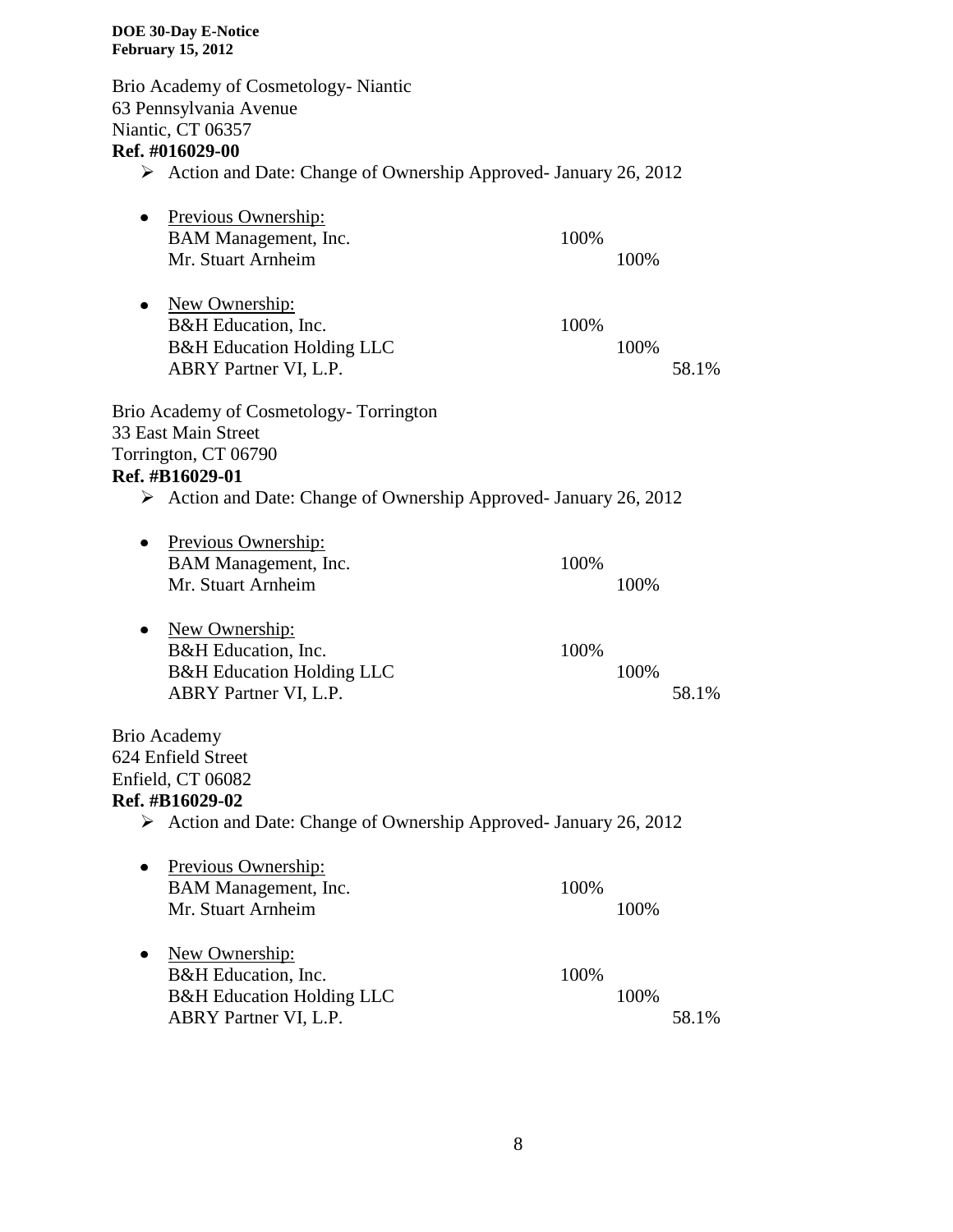Brio Academy of Cosmetology- Niantic
63 Pennsylvania Avenue
Niantic, CT 06357
**Ref. #016029-00**

- Action and Date: Change of Ownership Approved- January 26, 2012

- Previous Ownership:

| | | | |
|---|---|---|---|
| BAM Management, Inc. | 100% | | |
| Mr. Stuart Arnheim | | 100% | |

- New Ownership:

| | | | |
|---|---|---|---|
| B&H Education, Inc. | 100% | | |
| B&H Education Holding LLC | | 100% | |
| ABRY Partner VI, L.P. | | | 58.1% |

Brio Academy of Cosmetology- Torrington
33 East Main Street
Torrington, CT 06790
**Ref. #B16029-01**

- Action and Date: Change of Ownership Approved- January 26, 2012

- Previous Ownership:

| | | | |
|---|---|---|---|
| BAM Management, Inc. | 100% | | |
| Mr. Stuart Arnheim | | 100% | |

- New Ownership:

| | | | |
|---|---|---|---|
| B&H Education, Inc. | 100% | | |
| B&H Education Holding LLC | | 100% | |
| ABRY Partner VI, L.P. | | | 58.1% |

Brio Academy
624 Enfield Street
Enfield, CT 06082
**Ref. #B16029-02**

- Action and Date: Change of Ownership Approved- January 26, 2012

- Previous Ownership:

| | | | |
|---|---|---|---|
| BAM Management, Inc. | 100% | | |
| Mr. Stuart Arnheim | | 100% | |

- New Ownership:

| | | | |
|---|---|---|---|
| B&H Education, Inc. | 100% | | |
| B&H Education Holding LLC | | 100% | |
| ABRY Partner VI, L.P. | | | 58.1% |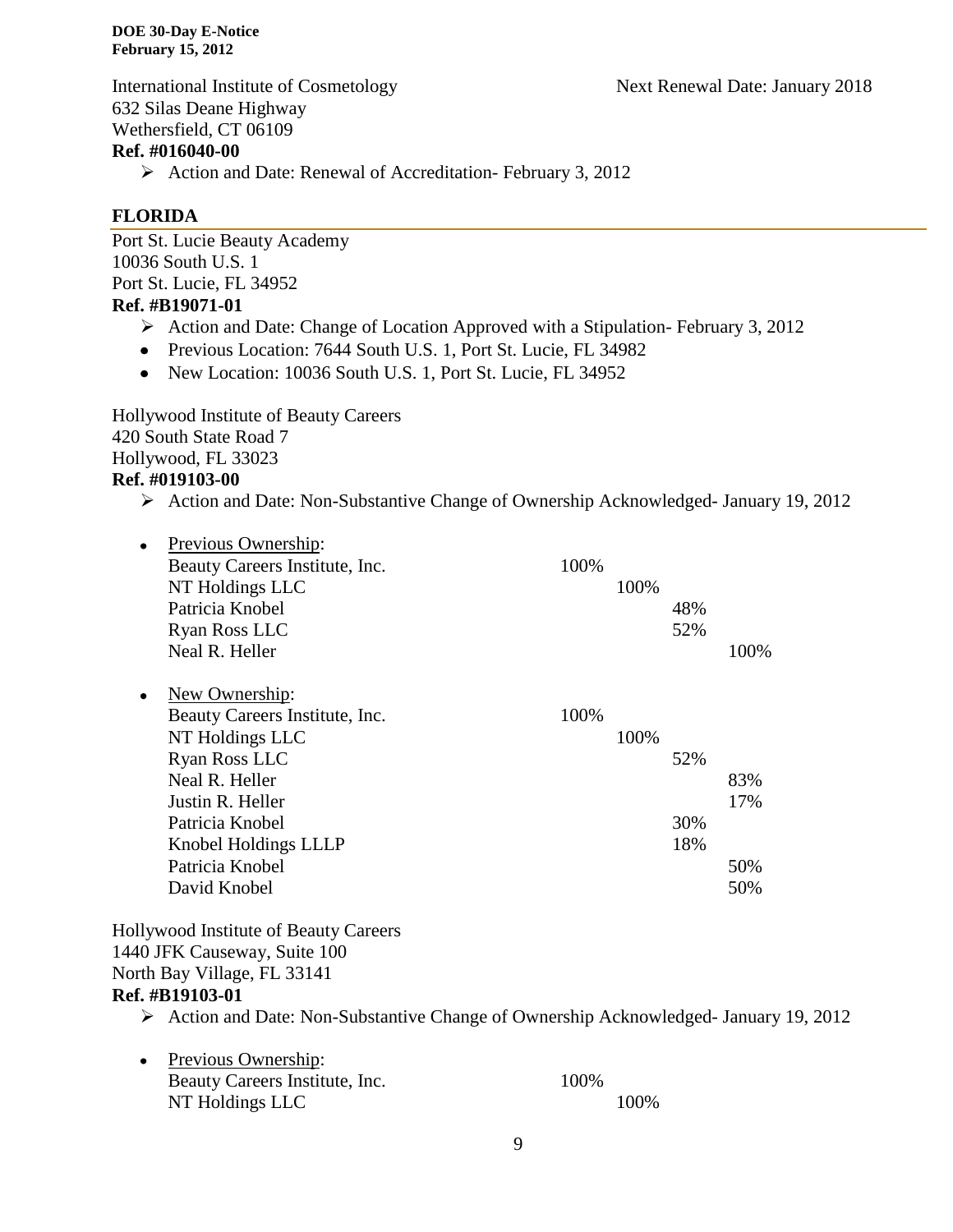International Institute of Cosmetology — Next Renewal Date: January 2018
632 Silas Deane Highway
Wethersfield, CT 06109
**Ref. #016040-00**

- Action and Date: Renewal of Accreditation- February 3, 2012

## FLORIDA

Port St. Lucie Beauty Academy
10036 South U.S. 1
Port St. Lucie, FL 34952
**Ref. #B19071-01**

- Action and Date: Change of Location Approved with a Stipulation- February 3, 2012
- Previous Location: 7644 South U.S. 1, Port St. Lucie, FL 34982
- New Location: 10036 South U.S. 1, Port St. Lucie, FL 34952

Hollywood Institute of Beauty Careers
420 South State Road 7
Hollywood, FL 33023
**Ref. #019103-00**

- Action and Date: Non-Substantive Change of Ownership Acknowledged- January 19, 2012

- Previous Ownership:

| | | | | |
|---|---|---|---|---|
| Beauty Careers Institute, Inc. | 100% | | | |
| NT Holdings LLC | | 100% | | |
| Patricia Knobel | | | 48% | |
| Ryan Ross LLC | | | 52% | |
| Neal R. Heller | | | | 100% |

- New Ownership:

| | | | | |
|---|---|---|---|---|
| Beauty Careers Institute, Inc. | 100% | | | |
| NT Holdings LLC | | 100% | | |
| Ryan Ross LLC | | | 52% | |
| Neal R. Heller | | | | 83% |
| Justin R. Heller | | | | 17% |
| Patricia Knobel | | | 30% | |
| Knobel Holdings LLLP | | | 18% | |
| Patricia Knobel | | | | 50% |
| David Knobel | | | | 50% |

Hollywood Institute of Beauty Careers
1440 JFK Causeway, Suite 100
North Bay Village, FL 33141
**Ref. #B19103-01**

- Action and Date: Non-Substantive Change of Ownership Acknowledged- January 19, 2012

- Previous Ownership:

| | | |
|---|---|---|
| Beauty Careers Institute, Inc. | 100% | |
| NT Holdings LLC | | 100% |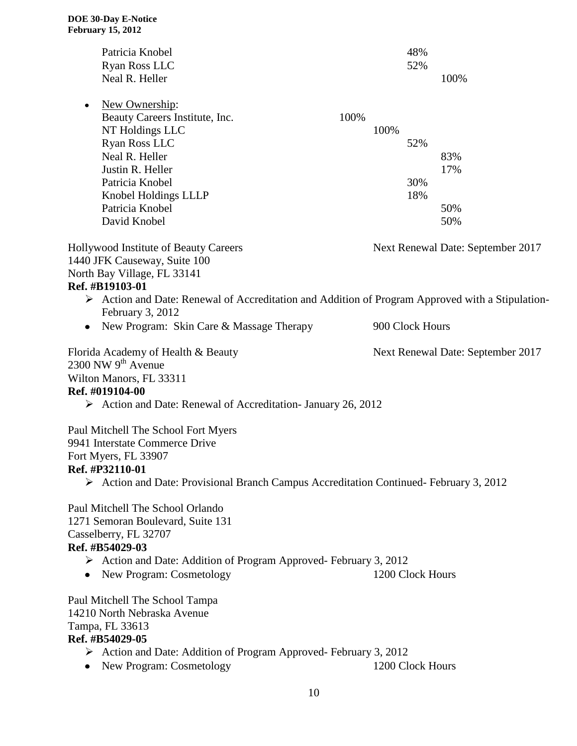| | | | |
|---|---|---|---|
| Patricia Knobel | | | 48% | |
| Ryan Ross LLC | | | 52% | |
| Neal R. Heller | | | | 100% |

- New Ownership:

| | | | | |
|---|---|---|---|---|
| Beauty Careers Institute, Inc. | 100% | | | |
| NT Holdings LLC | | 100% | | |
| Ryan Ross LLC | | | 52% | |
| Neal R. Heller | | | | 83% |
| Justin R. Heller | | | | 17% |
| Patricia Knobel | | | 30% | |
| Knobel Holdings LLLP | | | 18% | |
| Patricia Knobel | | | | 50% |
| David Knobel | | | | 50% |

Hollywood Institute of Beauty Careers — Next Renewal Date: September 2017
1440 JFK Causeway, Suite 100
North Bay Village, FL 33141
**Ref. #B19103-01**

- Action and Date: Renewal of Accreditation and Addition of Program Approved with a Stipulation- February 3, 2012
- New Program: Skin Care & Massage Therapy — 900 Clock Hours

Florida Academy of Health & Beauty — Next Renewal Date: September 2017
2300 NW 9th Avenue
Wilton Manors, FL 33311
**Ref. #019104-00**

- Action and Date: Renewal of Accreditation- January 26, 2012

Paul Mitchell The School Fort Myers
9941 Interstate Commerce Drive
Fort Myers, FL 33907
**Ref. #P32110-01**

- Action and Date: Provisional Branch Campus Accreditation Continued- February 3, 2012

Paul Mitchell The School Orlando
1271 Semoran Boulevard, Suite 131
Casselberry, FL 32707
**Ref. #B54029-03**

- Action and Date: Addition of Program Approved- February 3, 2012
- New Program: Cosmetology — 1200 Clock Hours

Paul Mitchell The School Tampa
14210 North Nebraska Avenue
Tampa, FL 33613
**Ref. #B54029-05**

- Action and Date: Addition of Program Approved- February 3, 2012
- New Program: Cosmetology — 1200 Clock Hours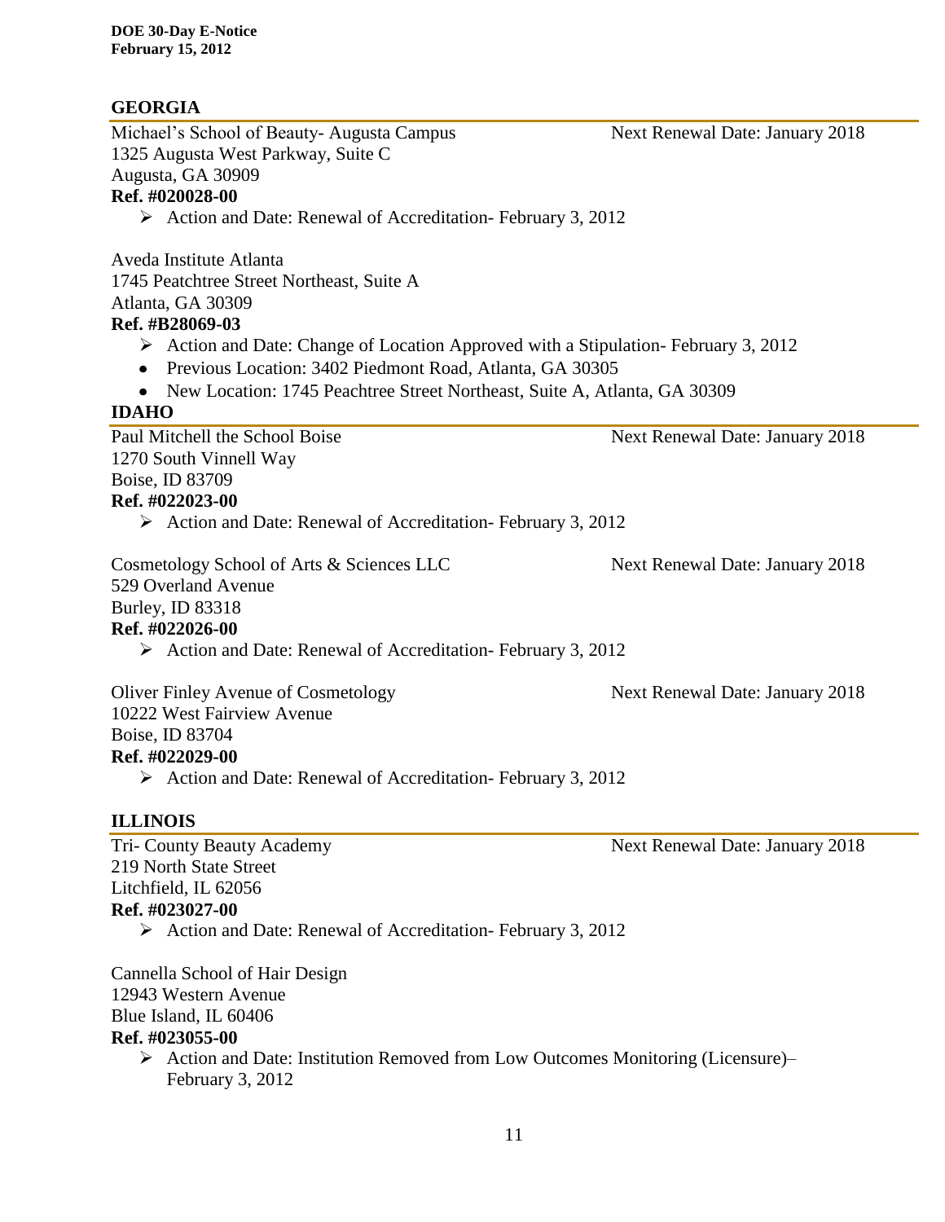## GEORGIA

Michael's School of Beauty- Augusta Campus — Next Renewal Date: January 2018
1325 Augusta West Parkway, Suite C
Augusta, GA 30909
**Ref. #020028-00**

- Action and Date: Renewal of Accreditation- February 3, 2012

Aveda Institute Atlanta
1745 Peatchtree Street Northeast, Suite A
Atlanta, GA 30309
**Ref. #B28069-03**

- Action and Date: Change of Location Approved with a Stipulation- February 3, 2012
- Previous Location: 3402 Piedmont Road, Atlanta, GA 30305
- New Location: 1745 Peachtree Street Northeast, Suite A, Atlanta, GA 30309

## IDAHO

Paul Mitchell the School Boise — Next Renewal Date: January 2018
1270 South Vinnell Way
Boise, ID 83709
**Ref. #022023-00**

- Action and Date: Renewal of Accreditation- February 3, 2012

Cosmetology School of Arts & Sciences LLC — Next Renewal Date: January 2018
529 Overland Avenue
Burley, ID 83318
**Ref. #022026-00**

- Action and Date: Renewal of Accreditation- February 3, 2012

Oliver Finley Avenue of Cosmetology — Next Renewal Date: January 2018
10222 West Fairview Avenue
Boise, ID 83704
**Ref. #022029-00**

- Action and Date: Renewal of Accreditation- February 3, 2012

## ILLINOIS

Tri- County Beauty Academy — Next Renewal Date: January 2018
219 North State Street
Litchfield, IL 62056
**Ref. #023027-00**

- Action and Date: Renewal of Accreditation- February 3, 2012

Cannella School of Hair Design
12943 Western Avenue
Blue Island, IL 60406
**Ref. #023055-00**

- Action and Date: Institution Removed from Low Outcomes Monitoring (Licensure)– February 3, 2012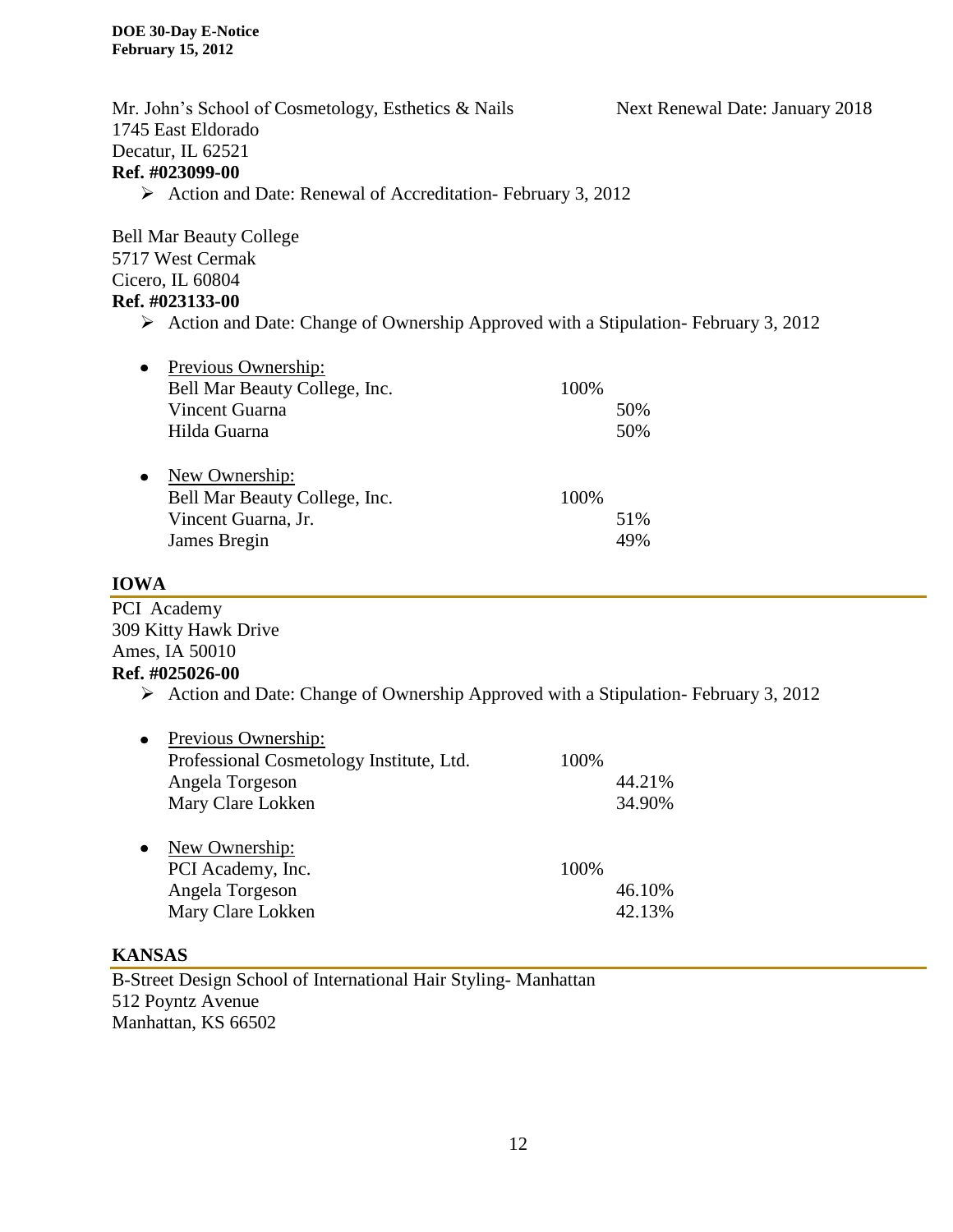Mr. John's School of Cosmetology, Esthetics & Nails — Next Renewal Date: January 2018
1745 East Eldorado
Decatur, IL 62521
**Ref. #023099-00**

- Action and Date: Renewal of Accreditation- February 3, 2012

Bell Mar Beauty College
5717 West Cermak
Cicero, IL 60804
**Ref. #023133-00**

- Action and Date: Change of Ownership Approved with a Stipulation- February 3, 2012

- Previous Ownership:

| | | |
|---|---|---|
| Bell Mar Beauty College, Inc. | 100% | |
| Vincent Guarna | | 50% |
| Hilda Guarna | | 50% |

- New Ownership:

| | | |
|---|---|---|
| Bell Mar Beauty College, Inc. | 100% | |
| Vincent Guarna, Jr. | | 51% |
| James Bregin | | 49% |

## IOWA

PCI Academy
309 Kitty Hawk Drive
Ames, IA 50010
**Ref. #025026-00**

- Action and Date: Change of Ownership Approved with a Stipulation- February 3, 2012

- Previous Ownership:

| | | |
|---|---|---|
| Professional Cosmetology Institute, Ltd. | 100% | |
| Angela Torgeson | | 44.21% |
| Mary Clare Lokken | | 34.90% |

- New Ownership:

| | | |
|---|---|---|
| PCI Academy, Inc. | 100% | |
| Angela Torgeson | | 46.10% |
| Mary Clare Lokken | | 42.13% |

## KANSAS

B-Street Design School of International Hair Styling- Manhattan
512 Poyntz Avenue
Manhattan, KS 66502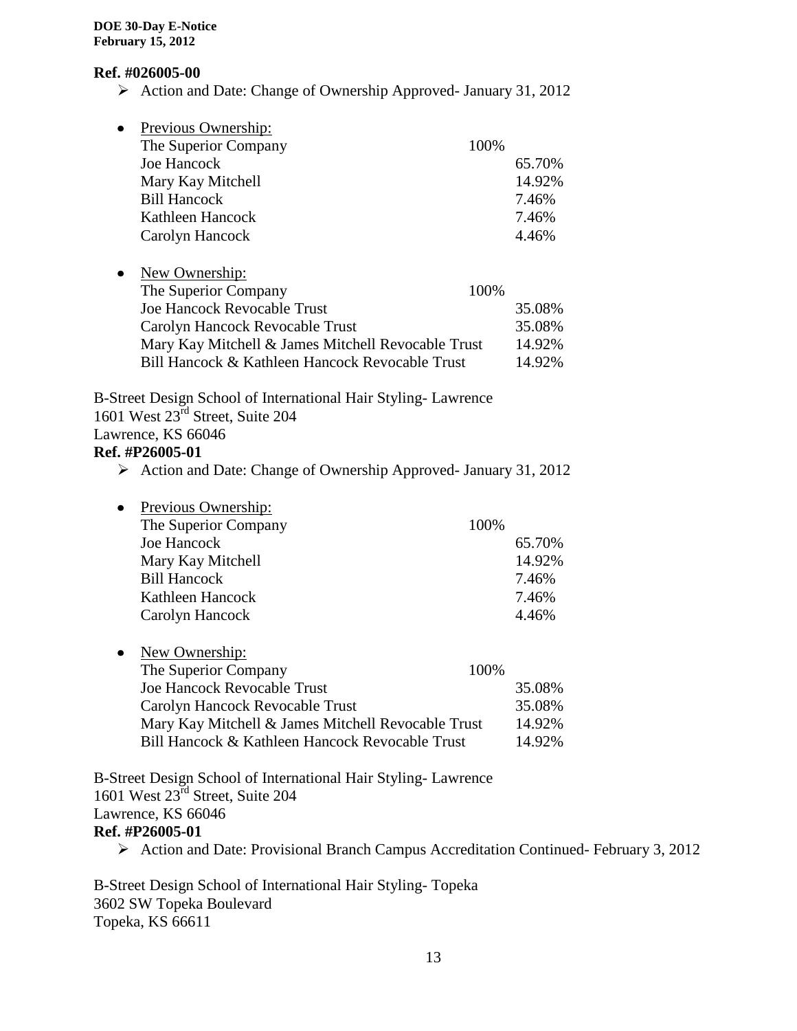**Ref. #026005-00**

- Action and Date: Change of Ownership Approved- January 31, 2012

- Previous Ownership:

| | | |
|---|---|---|
| The Superior Company | 100% | |
| Joe Hancock | | 65.70% |
| Mary Kay Mitchell | | 14.92% |
| Bill Hancock | | 7.46% |
| Kathleen Hancock | | 7.46% |
| Carolyn Hancock | | 4.46% |

- New Ownership:

| | | |
|---|---|---|
| The Superior Company | 100% | |
| Joe Hancock Revocable Trust | | 35.08% |
| Carolyn Hancock Revocable Trust | | 35.08% |
| Mary Kay Mitchell & James Mitchell Revocable Trust | | 14.92% |
| Bill Hancock & Kathleen Hancock Revocable Trust | | 14.92% |

B-Street Design School of International Hair Styling- Lawrence
1601 West 23rd Street, Suite 204
Lawrence, KS 66046

**Ref. #P26005-01**

- Action and Date: Change of Ownership Approved- January 31, 2012

- Previous Ownership:

| | | |
|---|---|---|
| The Superior Company | 100% | |
| Joe Hancock | | 65.70% |
| Mary Kay Mitchell | | 14.92% |
| Bill Hancock | | 7.46% |
| Kathleen Hancock | | 7.46% |
| Carolyn Hancock | | 4.46% |

- New Ownership:

| | | |
|---|---|---|
| The Superior Company | 100% | |
| Joe Hancock Revocable Trust | | 35.08% |
| Carolyn Hancock Revocable Trust | | 35.08% |
| Mary Kay Mitchell & James Mitchell Revocable Trust | | 14.92% |
| Bill Hancock & Kathleen Hancock Revocable Trust | | 14.92% |

B-Street Design School of International Hair Styling- Lawrence
1601 West 23rd Street, Suite 204
Lawrence, KS 66046

**Ref. #P26005-01**

- Action and Date: Provisional Branch Campus Accreditation Continued- February 3, 2012

B-Street Design School of International Hair Styling- Topeka
3602 SW Topeka Boulevard
Topeka, KS 66611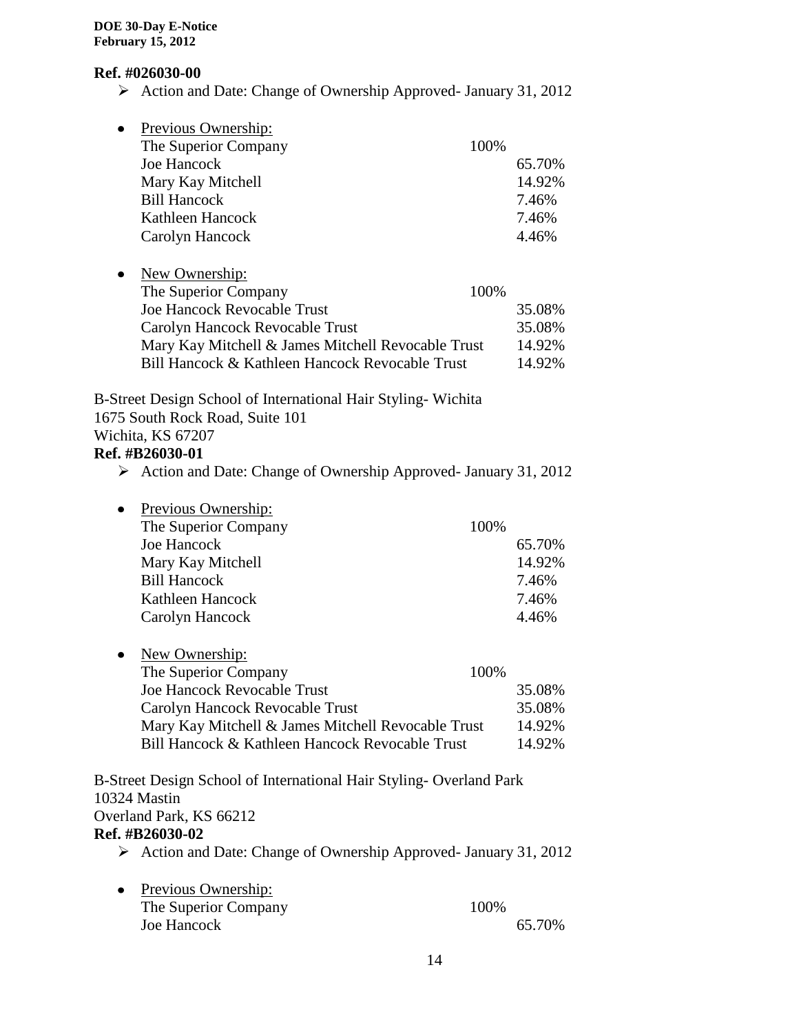**Ref. #026030-00**

- Action and Date: Change of Ownership Approved- January 31, 2012

- Previous Ownership:

| | | |
|---|---|---|
| The Superior Company | 100% | |
| Joe Hancock | | 65.70% |
| Mary Kay Mitchell | | 14.92% |
| Bill Hancock | | 7.46% |
| Kathleen Hancock | | 7.46% |
| Carolyn Hancock | | 4.46% |

- New Ownership:

| | | |
|---|---|---|
| The Superior Company | 100% | |
| Joe Hancock Revocable Trust | | 35.08% |
| Carolyn Hancock Revocable Trust | | 35.08% |
| Mary Kay Mitchell & James Mitchell Revocable Trust | | 14.92% |
| Bill Hancock & Kathleen Hancock Revocable Trust | | 14.92% |

B-Street Design School of International Hair Styling- Wichita
1675 South Rock Road, Suite 101
Wichita, KS 67207
**Ref. #B26030-01**

- Action and Date: Change of Ownership Approved- January 31, 2012

- Previous Ownership:

| | | |
|---|---|---|
| The Superior Company | 100% | |
| Joe Hancock | | 65.70% |
| Mary Kay Mitchell | | 14.92% |
| Bill Hancock | | 7.46% |
| Kathleen Hancock | | 7.46% |
| Carolyn Hancock | | 4.46% |

- New Ownership:

| | | |
|---|---|---|
| The Superior Company | 100% | |
| Joe Hancock Revocable Trust | | 35.08% |
| Carolyn Hancock Revocable Trust | | 35.08% |
| Mary Kay Mitchell & James Mitchell Revocable Trust | | 14.92% |
| Bill Hancock & Kathleen Hancock Revocable Trust | | 14.92% |

B-Street Design School of International Hair Styling- Overland Park
10324 Mastin
Overland Park, KS 66212
**Ref. #B26030-02**

- Action and Date: Change of Ownership Approved- January 31, 2012

- Previous Ownership:

| | | |
|---|---|---|
| The Superior Company | 100% | |
| Joe Hancock | | 65.70% |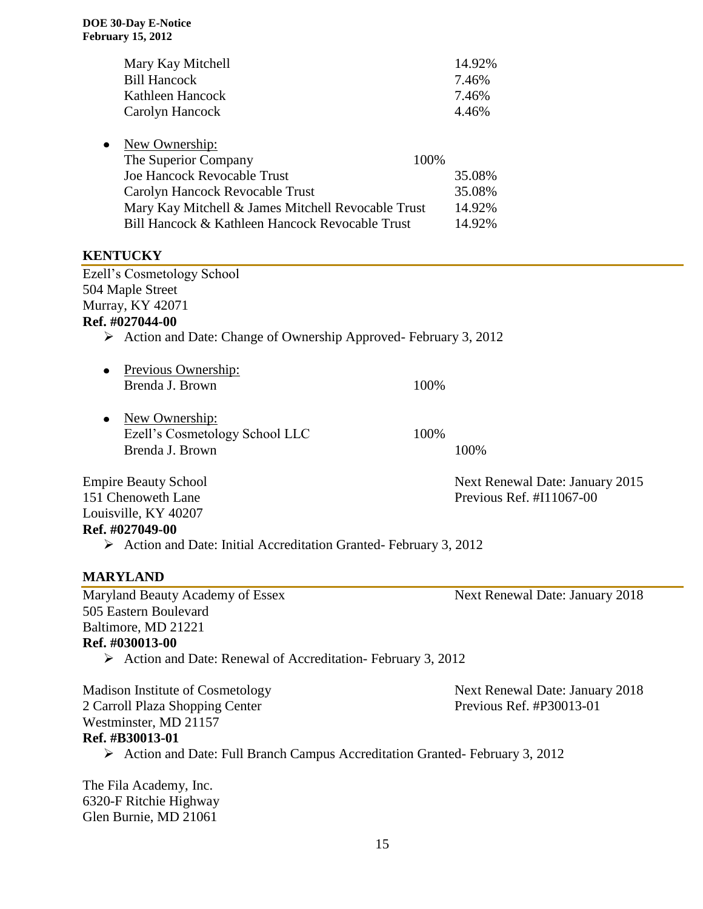Mary Kay Mitchell 14.92%
Bill Hancock 7.46%
Kathleen Hancock 7.46%
Carolyn Hancock 4.46%

- New Ownership:
  The Superior Company 100%
  Joe Hancock Revocable Trust 35.08%
  Carolyn Hancock Revocable Trust 35.08%
  Mary Kay Mitchell & James Mitchell Revocable Trust 14.92%
  Bill Hancock & Kathleen Hancock Revocable Trust 14.92%

## KENTUCKY

Ezell's Cosmetology School
504 Maple Street
Murray, KY 42071
**Ref. #027044-00**

- Action and Date: Change of Ownership Approved- February 3, 2012

- Previous Ownership:
  Brenda J. Brown 100%

- New Ownership:
  Ezell's Cosmetology School LLC 100%
  Brenda J. Brown 100%

Empire Beauty School
151 Chenoweth Lane
Louisville, KY 40207
**Ref. #027049-00**
Next Renewal Date: January 2015
Previous Ref. #I11067-00

- Action and Date: Initial Accreditation Granted- February 3, 2012

## MARYLAND

Maryland Beauty Academy of Essex
505 Eastern Boulevard
Baltimore, MD 21221
**Ref. #030013-00**
Next Renewal Date: January 2018

- Action and Date: Renewal of Accreditation- February 3, 2012

Madison Institute of Cosmetology
2 Carroll Plaza Shopping Center
Westminster, MD 21157
**Ref. #B30013-01**
Next Renewal Date: January 2018
Previous Ref. #P30013-01

- Action and Date: Full Branch Campus Accreditation Granted- February 3, 2012

The Fila Academy, Inc.
6320-F Ritchie Highway
Glen Burnie, MD 21061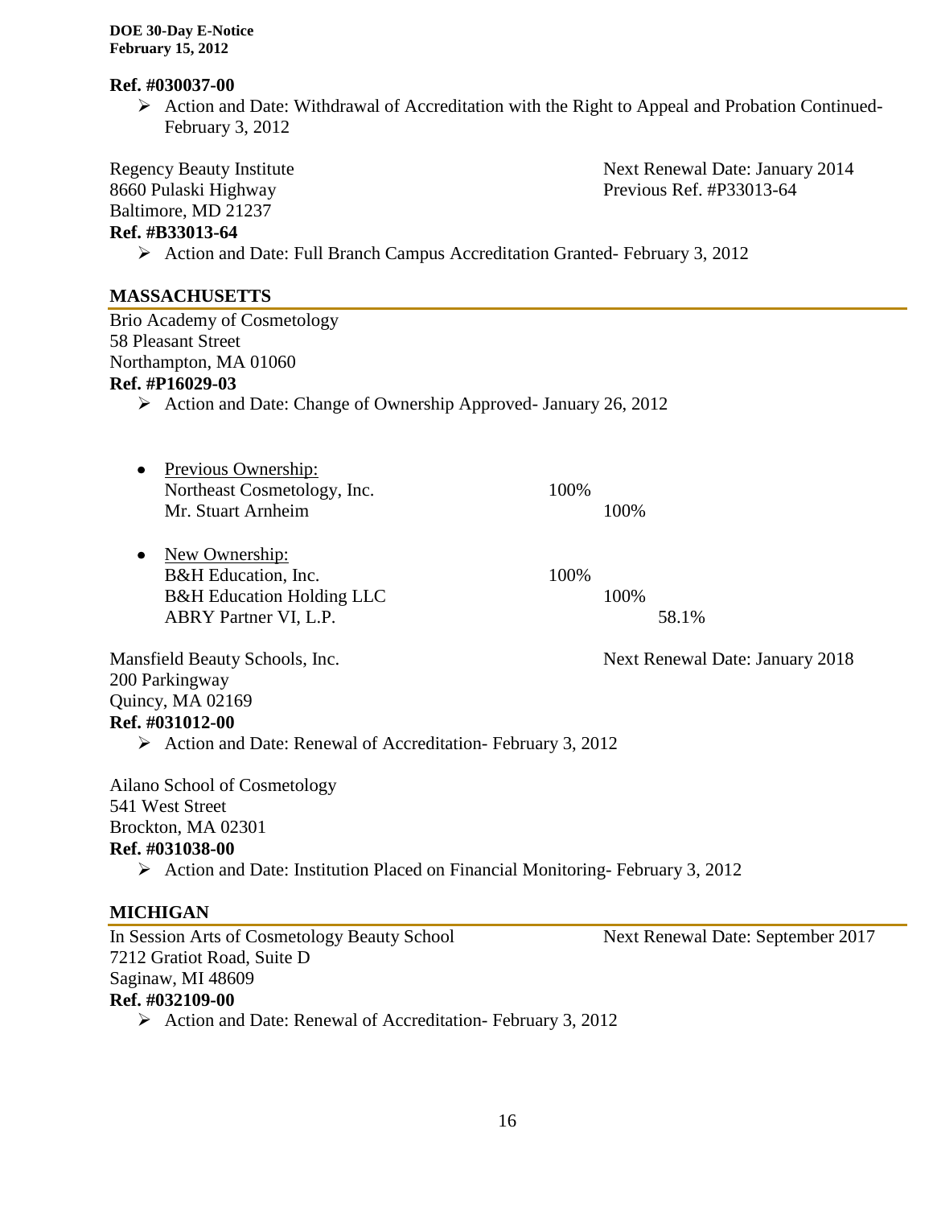**Ref. #030037-00**

- Action and Date: Withdrawal of Accreditation with the Right to Appeal and Probation Continued- February 3, 2012

Regency Beauty Institute
8660 Pulaski Highway
Baltimore, MD 21237
Next Renewal Date: January 2014
Previous Ref. #P33013-64

**Ref. #B33013-64**

- Action and Date: Full Branch Campus Accreditation Granted- February 3, 2012

## MASSACHUSETTS

Brio Academy of Cosmetology
58 Pleasant Street
Northampton, MA 01060

**Ref. #P16029-03**

- Action and Date: Change of Ownership Approved- January 26, 2012

- Previous Ownership:
  - Northeast Cosmetology, Inc. 100%
    - Mr. Stuart Arnheim 100%
- New Ownership:
  - B&H Education, Inc. 100%
    - B&H Education Holding LLC 100%
      - ABRY Partner VI, L.P. 58.1%

Mansfield Beauty Schools, Inc.
200 Parkingway
Quincy, MA 02169
Next Renewal Date: January 2018

**Ref. #031012-00**

- Action and Date: Renewal of Accreditation- February 3, 2012

Ailano School of Cosmetology
541 West Street
Brockton, MA 02301

**Ref. #031038-00**

- Action and Date: Institution Placed on Financial Monitoring- February 3, 2012

## MICHIGAN

In Session Arts of Cosmetology Beauty School
7212 Gratiot Road, Suite D
Saginaw, MI 48609
Next Renewal Date: September 2017

**Ref. #032109-00**

- Action and Date: Renewal of Accreditation- February 3, 2012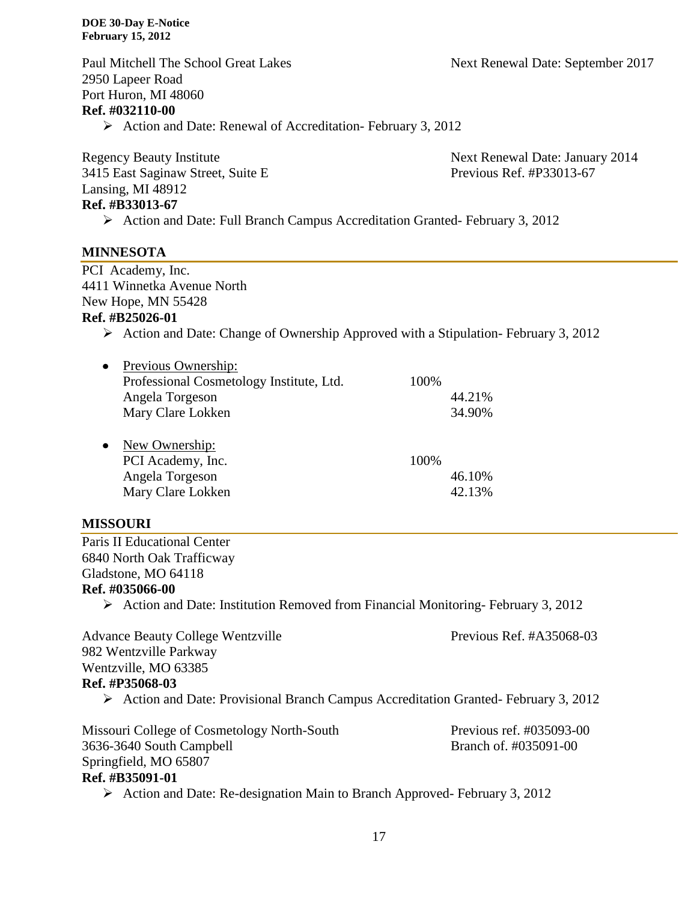Paul Mitchell The School Great Lakes — Next Renewal Date: September 2017
2950 Lapeer Road
Port Huron, MI 48060
**Ref. #032110-00**

- Action and Date: Renewal of Accreditation- February 3, 2012

Regency Beauty Institute — Next Renewal Date: January 2014
3415 East Saginaw Street, Suite E — Previous Ref. #P33013-67
Lansing, MI 48912
**Ref. #B33013-67**

- Action and Date: Full Branch Campus Accreditation Granted- February 3, 2012

## MINNESOTA

PCI Academy, Inc.
4411 Winnetka Avenue North
New Hope, MN 55428
**Ref. #B25026-01**

- Action and Date: Change of Ownership Approved with a Stipulation- February 3, 2012

- Previous Ownership:

| | | |
|---|---|---|
| Professional Cosmetology Institute, Ltd. | 100% | |
| Angela Torgeson | | 44.21% |
| Mary Clare Lokken | | 34.90% |

- New Ownership:

| | | |
|---|---|---|
| PCI Academy, Inc. | 100% | |
| Angela Torgeson | | 46.10% |
| Mary Clare Lokken | | 42.13% |

## MISSOURI

Paris II Educational Center
6840 North Oak Trafficway
Gladstone, MO 64118
**Ref. #035066-00**

- Action and Date: Institution Removed from Financial Monitoring- February 3, 2012

Advance Beauty College Wentzville — Previous Ref. #A35068-03
982 Wentzville Parkway
Wentzville, MO 63385
**Ref. #P35068-03**

- Action and Date: Provisional Branch Campus Accreditation Granted- February 3, 2012

Missouri College of Cosmetology North-South — Previous ref. #035093-00
3636-3640 South Campbell — Branch of. #035091-00
Springfield, MO 65807
**Ref. #B35091-01**

- Action and Date: Re-designation Main to Branch Approved- February 3, 2012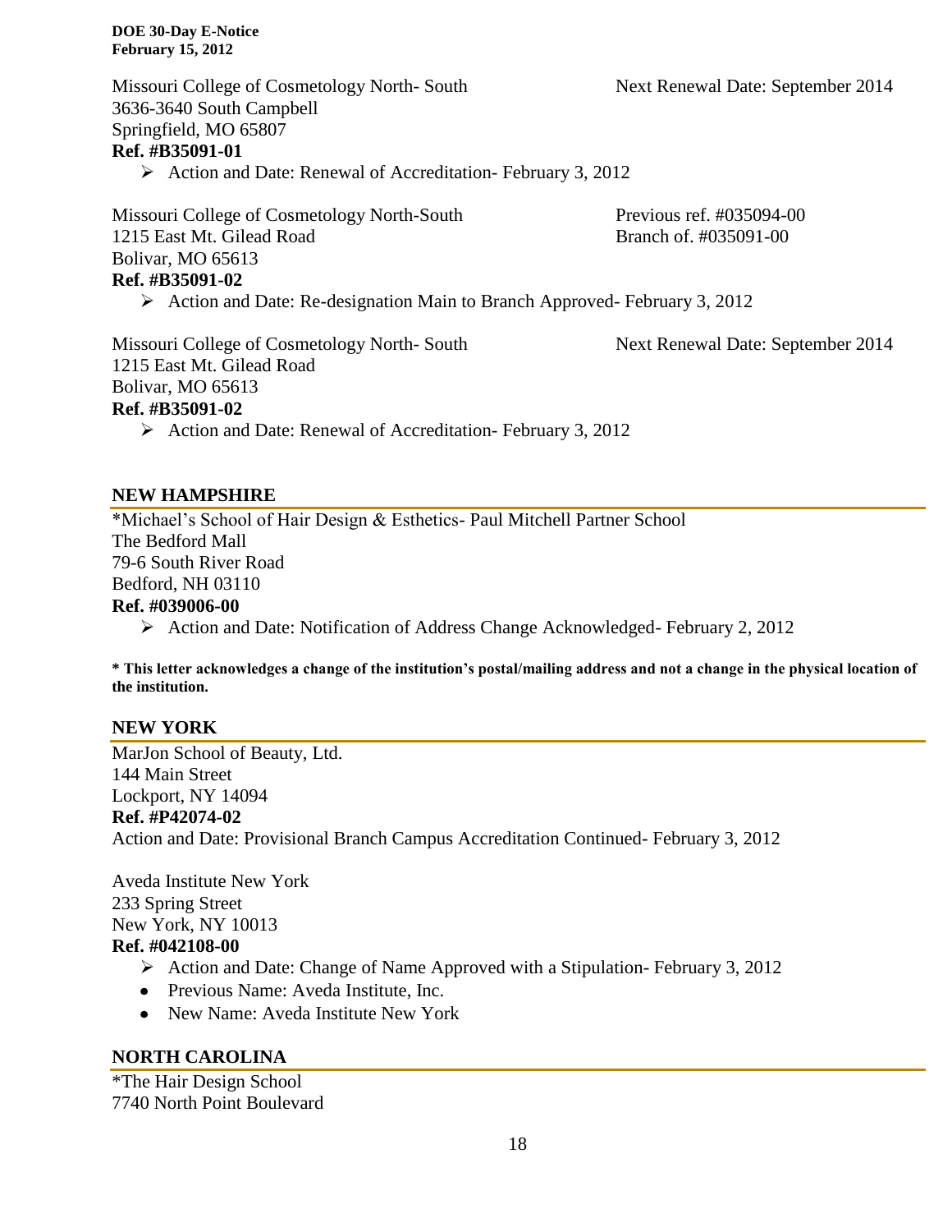Missouri College of Cosmetology North- South  
3636-3640 South Campbell  
Springfield, MO 65807  
**Ref. #B35091-01**

Next Renewal Date: September 2014

- Action and Date: Renewal of Accreditation- February 3, 2012

Missouri College of Cosmetology North-South  
1215 East Mt. Gilead Road  
Bolivar, MO 65613  
**Ref. #B35091-02**

Previous ref. #035094-00  
Branch of. #035091-00

- Action and Date: Re-designation Main to Branch Approved- February 3, 2012

Missouri College of Cosmetology North- South  
1215 East Mt. Gilead Road  
Bolivar, MO 65613  
**Ref. #B35091-02**

Next Renewal Date: September 2014

- Action and Date: Renewal of Accreditation- February 3, 2012

## NEW HAMPSHIRE

*Michael's School of Hair Design & Esthetics- Paul Mitchell Partner School  
The Bedford Mall  
79-6 South River Road  
Bedford, NH 03110  
**Ref. #039006-00**

- Action and Date: Notification of Address Change Acknowledged- February 2, 2012

**\* This letter acknowledges a change of the institution's postal/mailing address and not a change in the physical location of the institution.**

## NEW YORK

MarJon School of Beauty, Ltd.  
144 Main Street  
Lockport, NY 14094  
**Ref. #P42074-02**  
Action and Date: Provisional Branch Campus Accreditation Continued- February 3, 2012

Aveda Institute New York  
233 Spring Street  
New York, NY 10013  
**Ref. #042108-00**

- Action and Date: Change of Name Approved with a Stipulation- February 3, 2012
- Previous Name: Aveda Institute, Inc.
- New Name: Aveda Institute New York

## NORTH CAROLINA

*The Hair Design School  
7740 North Point Boulevard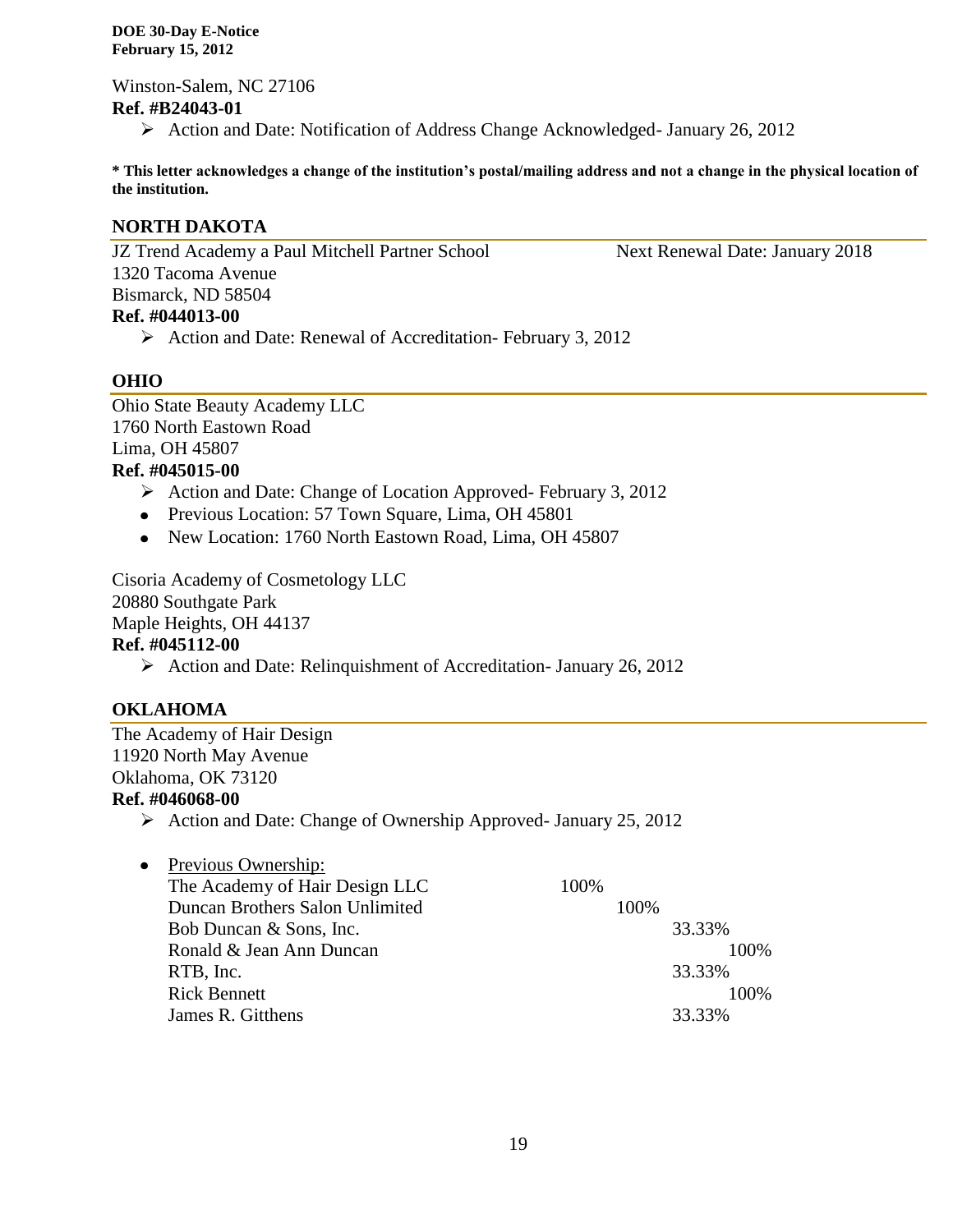Winston-Salem, NC 27106

**Ref. #B24043-01**

- ➢ Action and Date: Notification of Address Change Acknowledged- January 26, 2012

**\* This letter acknowledges a change of the institution's postal/mailing address and not a change in the physical location of the institution.**

## NORTH DAKOTA

JZ Trend Academy a Paul Mitchell Partner School — Next Renewal Date: January 2018
1320 Tacoma Avenue
Bismarck, ND 58504

**Ref. #044013-00**

- ➢ Action and Date: Renewal of Accreditation- February 3, 2012

## OHIO

Ohio State Beauty Academy LLC
1760 North Eastown Road
Lima, OH 45807

**Ref. #045015-00**

- ➢ Action and Date: Change of Location Approved- February 3, 2012
- Previous Location: 57 Town Square, Lima, OH 45801
- New Location: 1760 North Eastown Road, Lima, OH 45807

Cisoria Academy of Cosmetology LLC
20880 Southgate Park
Maple Heights, OH 44137

**Ref. #045112-00**

- ➢ Action and Date: Relinquishment of Accreditation- January 26, 2012

## OKLAHOMA

The Academy of Hair Design
11920 North May Avenue
Oklahoma, OK 73120

**Ref. #046068-00**

- ➢ Action and Date: Change of Ownership Approved- January 25, 2012

- Previous Ownership:

| Owner | | | | |
|---|---|---|---|---|
| The Academy of Hair Design LLC | 100% | | | |
| Duncan Brothers Salon Unlimited | | 100% | | |
| Bob Duncan & Sons, Inc. | | | 33.33% | |
| Ronald & Jean Ann Duncan | | | | 100% |
| RTB, Inc. | | | 33.33% | |
| Rick Bennett | | | | 100% |
| James R. Gitthens | | | 33.33% | |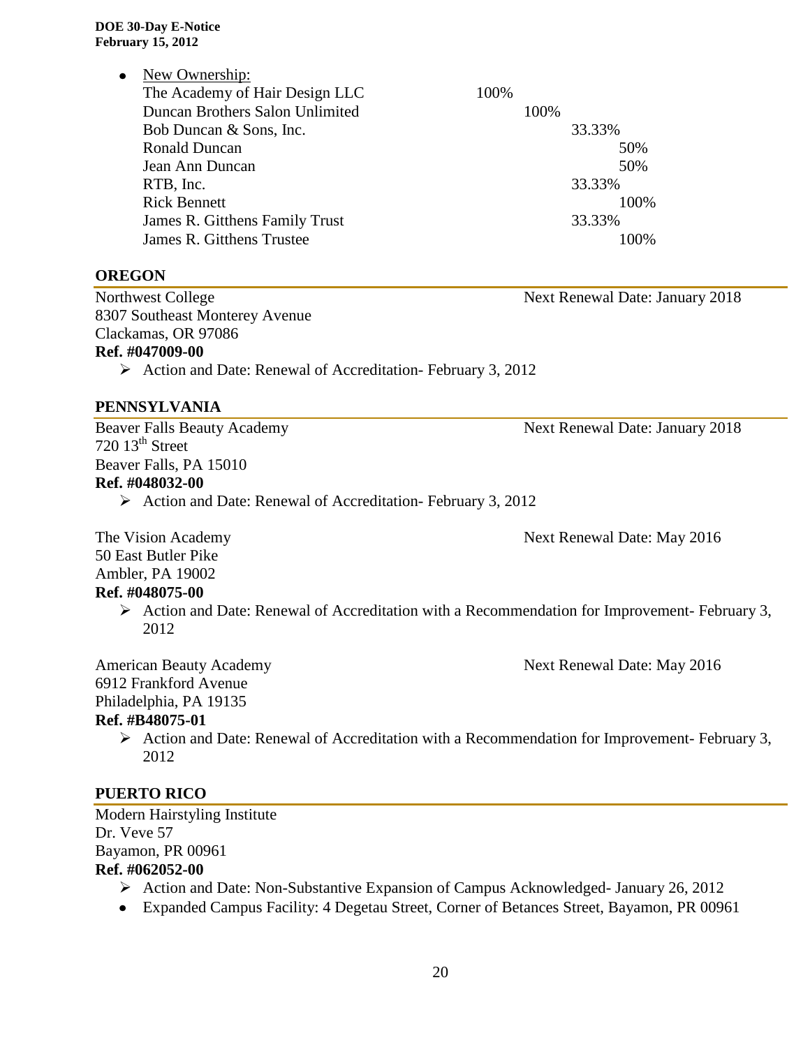- New Ownership:

| | |
|---|---|
| The Academy of Hair Design LLC | 100% |
| Duncan Brothers Salon Unlimited | 100% |
| Bob Duncan & Sons, Inc. | 33.33% |
| Ronald Duncan | 50% |
| Jean Ann Duncan | 50% |
| RTB, Inc. | 33.33% |
| Rick Bennett | 100% |
| James R. Githens Family Trust | 33.33% |
| James R. Githens Trustee | 100% |

## OREGON

Northwest College — Next Renewal Date: January 2018
8307 Southeast Monterey Avenue
Clackamas, OR 97086
**Ref. #047009-00**

- Action and Date: Renewal of Accreditation- February 3, 2012

## PENNSYLVANIA

Beaver Falls Beauty Academy — Next Renewal Date: January 2018
720 13th Street
Beaver Falls, PA 15010
**Ref. #048032-00**

- Action and Date: Renewal of Accreditation- February 3, 2012

The Vision Academy — Next Renewal Date: May 2016
50 East Butler Pike
Ambler, PA 19002
**Ref. #048075-00**

- Action and Date: Renewal of Accreditation with a Recommendation for Improvement- February 3, 2012

American Beauty Academy — Next Renewal Date: May 2016
6912 Frankford Avenue
Philadelphia, PA 19135
**Ref. #B48075-01**

- Action and Date: Renewal of Accreditation with a Recommendation for Improvement- February 3, 2012

## PUERTO RICO

Modern Hairstyling Institute
Dr. Veve 57
Bayamon, PR 00961
**Ref. #062052-00**

- Action and Date: Non-Substantive Expansion of Campus Acknowledged- January 26, 2012
- Expanded Campus Facility: 4 Degetau Street, Corner of Betances Street, Bayamon, PR 00961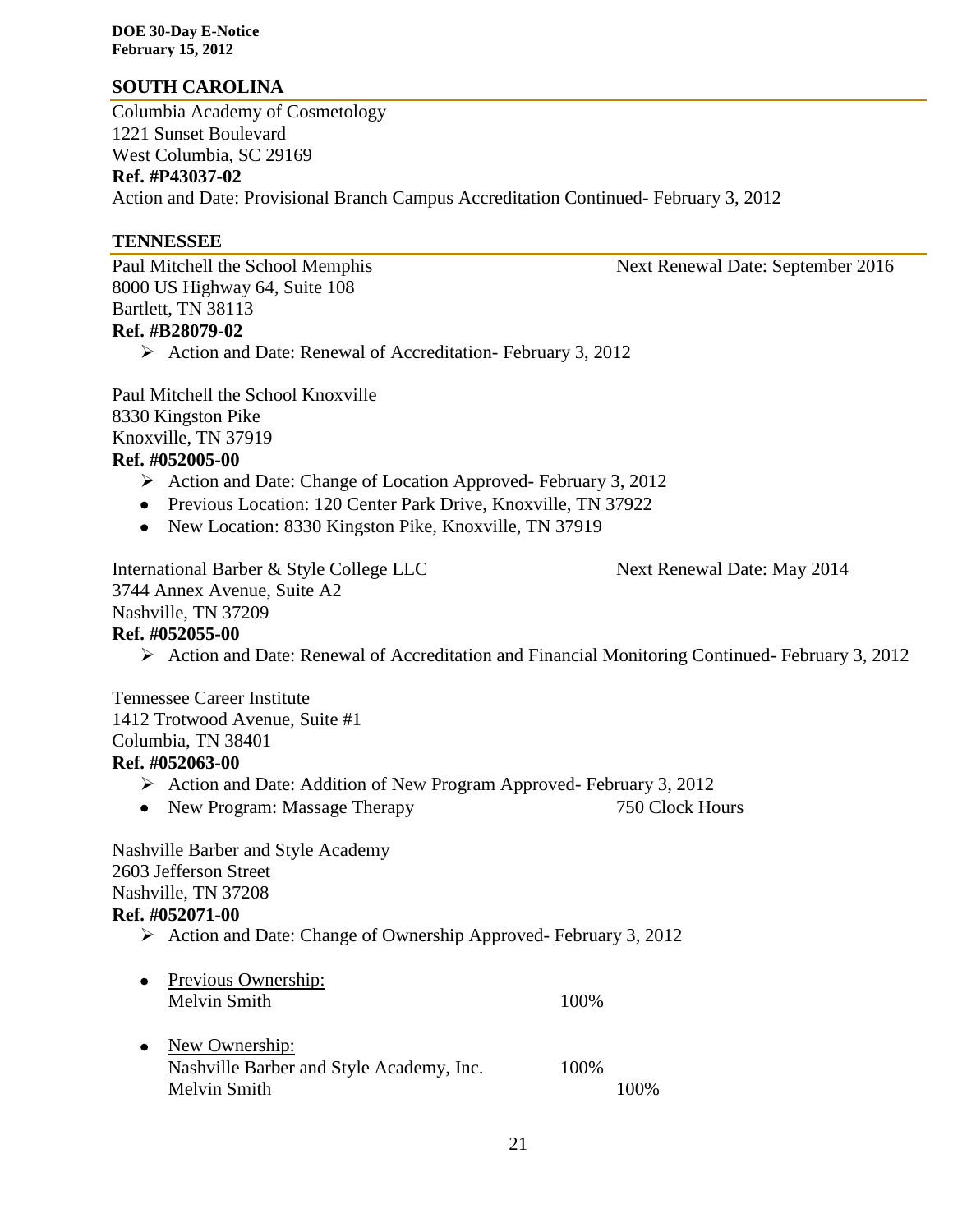## SOUTH CAROLINA

Columbia Academy of Cosmetology
1221 Sunset Boulevard
West Columbia, SC 29169
**Ref. #P43037-02**
Action and Date: Provisional Branch Campus Accreditation Continued- February 3, 2012

## TENNESSEE

Paul Mitchell the School Memphis — Next Renewal Date: September 2016
8000 US Highway 64, Suite 108
Bartlett, TN 38113
**Ref. #B28079-02**

- Action and Date: Renewal of Accreditation- February 3, 2012

Paul Mitchell the School Knoxville
8330 Kingston Pike
Knoxville, TN 37919
**Ref. #052005-00**

- Action and Date: Change of Location Approved- February 3, 2012
- Previous Location: 120 Center Park Drive, Knoxville, TN 37922
- New Location: 8330 Kingston Pike, Knoxville, TN 37919

International Barber & Style College LLC — Next Renewal Date: May 2014
3744 Annex Avenue, Suite A2
Nashville, TN 37209
**Ref. #052055-00**

- Action and Date: Renewal of Accreditation and Financial Monitoring Continued- February 3, 2012

Tennessee Career Institute
1412 Trotwood Avenue, Suite #1
Columbia, TN 38401
**Ref. #052063-00**

- Action and Date: Addition of New Program Approved- February 3, 2012
- New Program: Massage Therapy — 750 Clock Hours

Nashville Barber and Style Academy
2603 Jefferson Street
Nashville, TN 37208
**Ref. #052071-00**

- Action and Date: Change of Ownership Approved- February 3, 2012

- Previous Ownership:
  Melvin Smith — 100%

- New Ownership:
  Nashville Barber and Style Academy, Inc. — 100%
  Melvin Smith — 100%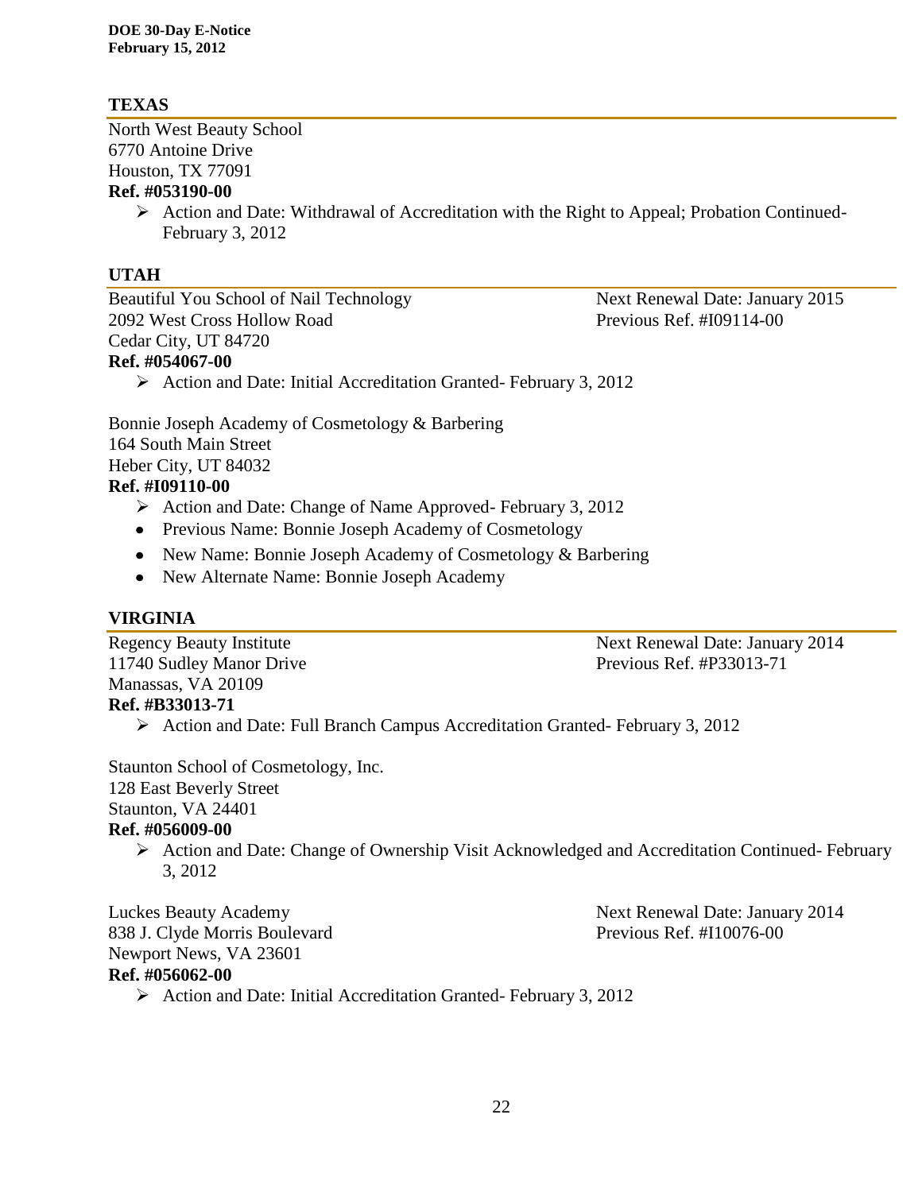## TEXAS

North West Beauty School
6770 Antoine Drive
Houston, TX 77091
**Ref. #053190-00**

- Action and Date: Withdrawal of Accreditation with the Right to Appeal; Probation Continued- February 3, 2012

## UTAH

Beautiful You School of Nail Technology
2092 West Cross Hollow Road
Cedar City, UT 84720
**Ref. #054067-00**

Next Renewal Date: January 2015
Previous Ref. #I09114-00

- Action and Date: Initial Accreditation Granted- February 3, 2012

Bonnie Joseph Academy of Cosmetology & Barbering
164 South Main Street
Heber City, UT 84032
**Ref. #I09110-00**

- Action and Date: Change of Name Approved- February 3, 2012
- Previous Name: Bonnie Joseph Academy of Cosmetology
- New Name: Bonnie Joseph Academy of Cosmetology & Barbering
- New Alternate Name: Bonnie Joseph Academy

## VIRGINIA

Regency Beauty Institute
11740 Sudley Manor Drive
Manassas, VA 20109
**Ref. #B33013-71**

Next Renewal Date: January 2014
Previous Ref. #P33013-71

- Action and Date: Full Branch Campus Accreditation Granted- February 3, 2012

Staunton School of Cosmetology, Inc.
128 East Beverly Street
Staunton, VA 24401
**Ref. #056009-00**

- Action and Date: Change of Ownership Visit Acknowledged and Accreditation Continued- February 3, 2012

Luckes Beauty Academy
838 J. Clyde Morris Boulevard
Newport News, VA 23601
**Ref. #056062-00**

Next Renewal Date: January 2014
Previous Ref. #I10076-00

- Action and Date: Initial Accreditation Granted- February 3, 2012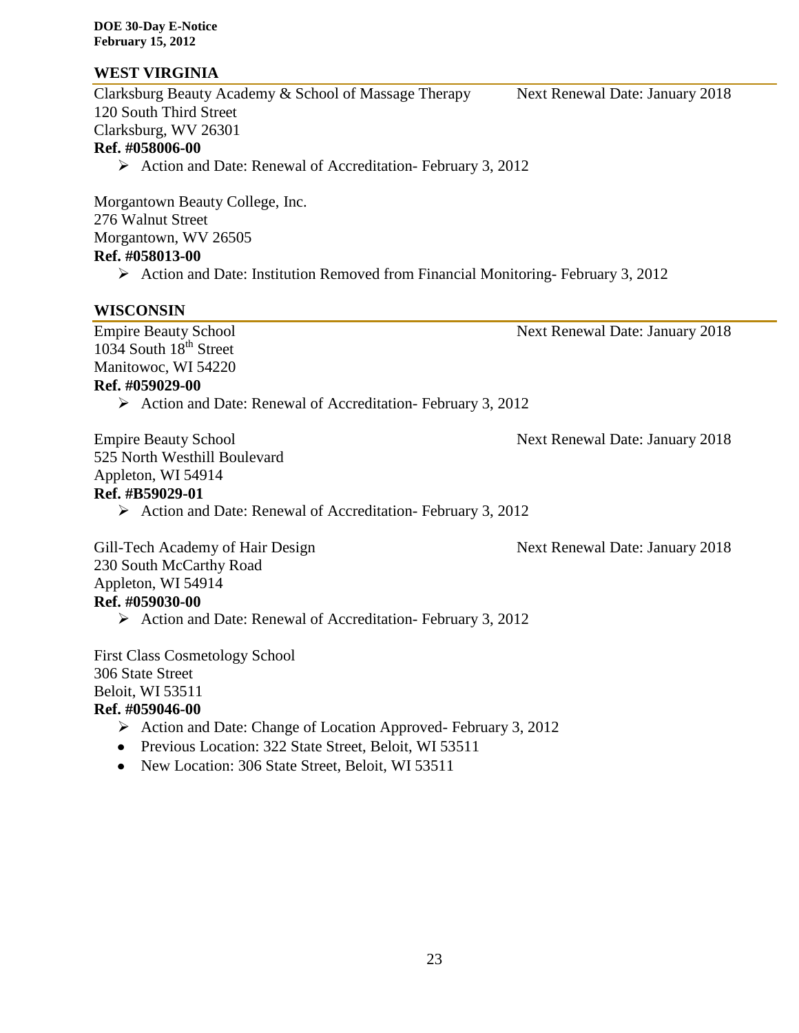## WEST VIRGINIA

Clarksburg Beauty Academy & School of Massage Therapy — Next Renewal Date: January 2018
120 South Third Street
Clarksburg, WV 26301
**Ref. #058006-00**

- Action and Date: Renewal of Accreditation- February 3, 2012

Morgantown Beauty College, Inc.
276 Walnut Street
Morgantown, WV 26505
**Ref. #058013-00**

- Action and Date: Institution Removed from Financial Monitoring- February 3, 2012

## WISCONSIN

Empire Beauty School — Next Renewal Date: January 2018
1034 South 18th Street
Manitowoc, WI 54220
**Ref. #059029-00**

- Action and Date: Renewal of Accreditation- February 3, 2012

Empire Beauty School — Next Renewal Date: January 2018
525 North Westhill Boulevard
Appleton, WI 54914
**Ref. #B59029-01**

- Action and Date: Renewal of Accreditation- February 3, 2012

Gill-Tech Academy of Hair Design — Next Renewal Date: January 2018
230 South McCarthy Road
Appleton, WI 54914
**Ref. #059030-00**

- Action and Date: Renewal of Accreditation- February 3, 2012

First Class Cosmetology School
306 State Street
Beloit, WI 53511
**Ref. #059046-00**

- Action and Date: Change of Location Approved- February 3, 2012
  - Previous Location: 322 State Street, Beloit, WI 53511
  - New Location: 306 State Street, Beloit, WI 53511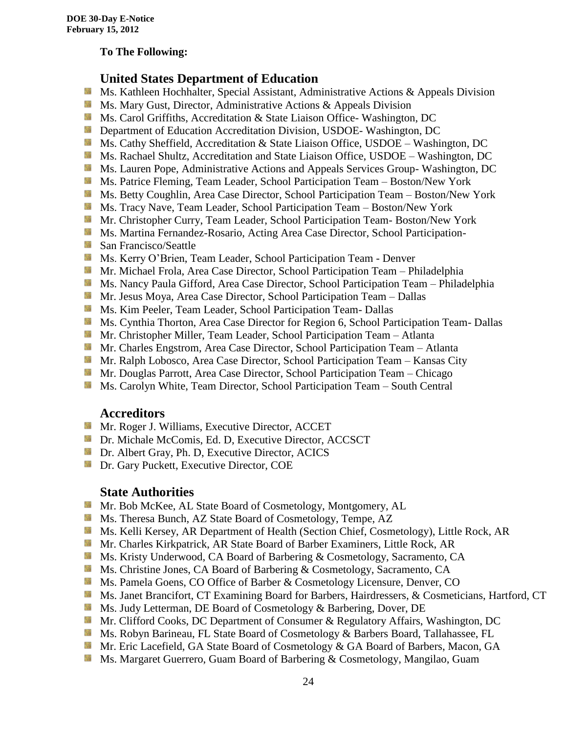**To The Following:**

## United States Department of Education

- Ms. Kathleen Hochhalter, Special Assistant, Administrative Actions & Appeals Division
- Ms. Mary Gust, Director, Administrative Actions & Appeals Division
- Ms. Carol Griffiths, Accreditation & State Liaison Office- Washington, DC
- Department of Education Accreditation Division, USDOE- Washington, DC
- Ms. Cathy Sheffield, Accreditation & State Liaison Office, USDOE – Washington, DC
- Ms. Rachael Shultz, Accreditation and State Liaison Office, USDOE – Washington, DC
- Ms. Lauren Pope, Administrative Actions and Appeals Services Group- Washington, DC
- Ms. Patrice Fleming, Team Leader, School Participation Team – Boston/New York
- Ms. Betty Coughlin, Area Case Director, School Participation Team – Boston/New York
- Ms. Tracy Nave, Team Leader, School Participation Team – Boston/New York
- Mr. Christopher Curry, Team Leader, School Participation Team- Boston/New York
- Ms. Martina Fernandez-Rosario, Acting Area Case Director, School Participation-
- San Francisco/Seattle
- Ms. Kerry O'Brien, Team Leader, School Participation Team - Denver
- Mr. Michael Frola, Area Case Director, School Participation Team – Philadelphia
- Ms. Nancy Paula Gifford, Area Case Director, School Participation Team – Philadelphia
- Mr. Jesus Moya, Area Case Director, School Participation Team – Dallas
- Ms. Kim Peeler, Team Leader, School Participation Team- Dallas
- Ms. Cynthia Thorton, Area Case Director for Region 6, School Participation Team- Dallas
- Mr. Christopher Miller, Team Leader, School Participation Team – Atlanta
- Mr. Charles Engstrom, Area Case Director, School Participation Team – Atlanta
- Mr. Ralph Lobosco, Area Case Director, School Participation Team – Kansas City
- Mr. Douglas Parrott, Area Case Director, School Participation Team – Chicago
- Ms. Carolyn White, Team Director, School Participation Team – South Central

## Accreditors

- Mr. Roger J. Williams, Executive Director, ACCET
- Dr. Michale McComis, Ed. D, Executive Director, ACCSCT
- Dr. Albert Gray, Ph. D, Executive Director, ACICS
- Dr. Gary Puckett, Executive Director, COE

## State Authorities

- Mr. Bob McKee, AL State Board of Cosmetology, Montgomery, AL
- Ms. Theresa Bunch, AZ State Board of Cosmetology, Tempe, AZ
- Ms. Kelli Kersey, AR Department of Health (Section Chief, Cosmetology), Little Rock, AR
- Mr. Charles Kirkpatrick, AR State Board of Barber Examiners, Little Rock, AR
- Ms. Kristy Underwood, CA Board of Barbering & Cosmetology, Sacramento, CA
- Ms. Christine Jones, CA Board of Barbering & Cosmetology, Sacramento, CA
- Ms. Pamela Goens, CO Office of Barber & Cosmetology Licensure, Denver, CO
- Ms. Janet Brancifort, CT Examining Board for Barbers, Hairdressers, & Cosmeticians, Hartford, CT
- Ms. Judy Letterman, DE Board of Cosmetology & Barbering, Dover, DE
- Mr. Clifford Cooks, DC Department of Consumer & Regulatory Affairs, Washington, DC
- Ms. Robyn Barineau, FL State Board of Cosmetology & Barbers Board, Tallahassee, FL
- Mr. Eric Lacefield, GA State Board of Cosmetology & GA Board of Barbers, Macon, GA
- Ms. Margaret Guerrero, Guam Board of Barbering & Cosmetology, Mangilao, Guam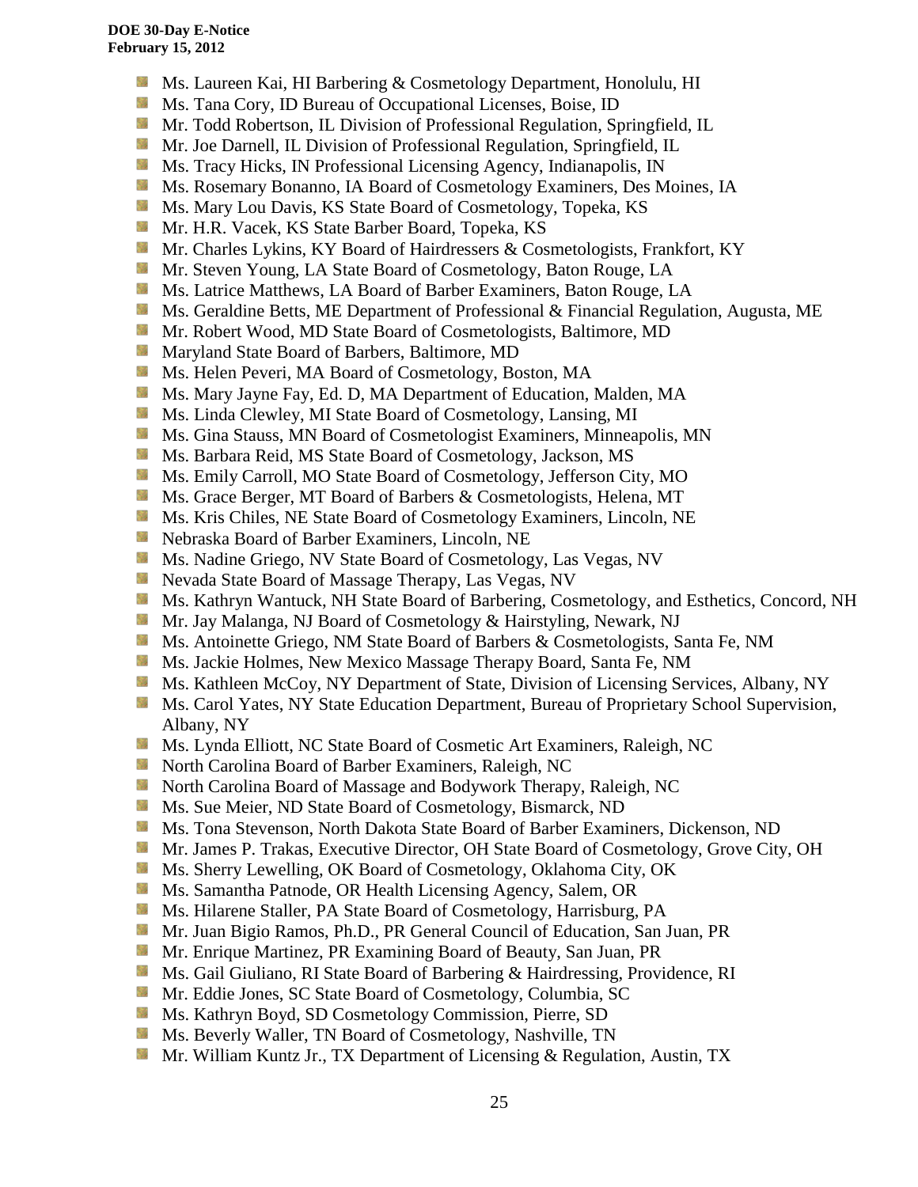- Ms. Laureen Kai, HI Barbering & Cosmetology Department, Honolulu, HI
- Ms. Tana Cory, ID Bureau of Occupational Licenses, Boise, ID
- Mr. Todd Robertson, IL Division of Professional Regulation, Springfield, IL
- Mr. Joe Darnell, IL Division of Professional Regulation, Springfield, IL
- Ms. Tracy Hicks, IN Professional Licensing Agency, Indianapolis, IN
- Ms. Rosemary Bonanno, IA Board of Cosmetology Examiners, Des Moines, IA
- Ms. Mary Lou Davis, KS State Board of Cosmetology, Topeka, KS
- Mr. H.R. Vacek, KS State Barber Board, Topeka, KS
- Mr. Charles Lykins, KY Board of Hairdressers & Cosmetologists, Frankfort, KY
- Mr. Steven Young, LA State Board of Cosmetology, Baton Rouge, LA
- Ms. Latrice Matthews, LA Board of Barber Examiners, Baton Rouge, LA
- Ms. Geraldine Betts, ME Department of Professional & Financial Regulation, Augusta, ME
- Mr. Robert Wood, MD State Board of Cosmetologists, Baltimore, MD
- Maryland State Board of Barbers, Baltimore, MD
- Ms. Helen Peveri, MA Board of Cosmetology, Boston, MA
- Ms. Mary Jayne Fay, Ed. D, MA Department of Education, Malden, MA
- Ms. Linda Clewley, MI State Board of Cosmetology, Lansing, MI
- Ms. Gina Stauss, MN Board of Cosmetologist Examiners, Minneapolis, MN
- Ms. Barbara Reid, MS State Board of Cosmetology, Jackson, MS
- Ms. Emily Carroll, MO State Board of Cosmetology, Jefferson City, MO
- Ms. Grace Berger, MT Board of Barbers & Cosmetologists, Helena, MT
- Ms. Kris Chiles, NE State Board of Cosmetology Examiners, Lincoln, NE
- Nebraska Board of Barber Examiners, Lincoln, NE
- Ms. Nadine Griego, NV State Board of Cosmetology, Las Vegas, NV
- Nevada State Board of Massage Therapy, Las Vegas, NV
- Ms. Kathryn Wantuck, NH State Board of Barbering, Cosmetology, and Esthetics, Concord, NH
- Mr. Jay Malanga, NJ Board of Cosmetology & Hairstyling, Newark, NJ
- Ms. Antoinette Griego, NM State Board of Barbers & Cosmetologists, Santa Fe, NM
- Ms. Jackie Holmes, New Mexico Massage Therapy Board, Santa Fe, NM
- Ms. Kathleen McCoy, NY Department of State, Division of Licensing Services, Albany, NY
- Ms. Carol Yates, NY State Education Department, Bureau of Proprietary School Supervision, Albany, NY
- Ms. Lynda Elliott, NC State Board of Cosmetic Art Examiners, Raleigh, NC
- North Carolina Board of Barber Examiners, Raleigh, NC
- North Carolina Board of Massage and Bodywork Therapy, Raleigh, NC
- Ms. Sue Meier, ND State Board of Cosmetology, Bismarck, ND
- Ms. Tona Stevenson, North Dakota State Board of Barber Examiners, Dickenson, ND
- Mr. James P. Trakas, Executive Director, OH State Board of Cosmetology, Grove City, OH
- Ms. Sherry Lewelling, OK Board of Cosmetology, Oklahoma City, OK
- Ms. Samantha Patnode, OR Health Licensing Agency, Salem, OR
- Ms. Hilarene Staller, PA State Board of Cosmetology, Harrisburg, PA
- Mr. Juan Bigio Ramos, Ph.D., PR General Council of Education, San Juan, PR
- Mr. Enrique Martinez, PR Examining Board of Beauty, San Juan, PR
- Ms. Gail Giuliano, RI State Board of Barbering & Hairdressing, Providence, RI
- Mr. Eddie Jones, SC State Board of Cosmetology, Columbia, SC
- Ms. Kathryn Boyd, SD Cosmetology Commission, Pierre, SD
- Ms. Beverly Waller, TN Board of Cosmetology, Nashville, TN
- Mr. William Kuntz Jr., TX Department of Licensing & Regulation, Austin, TX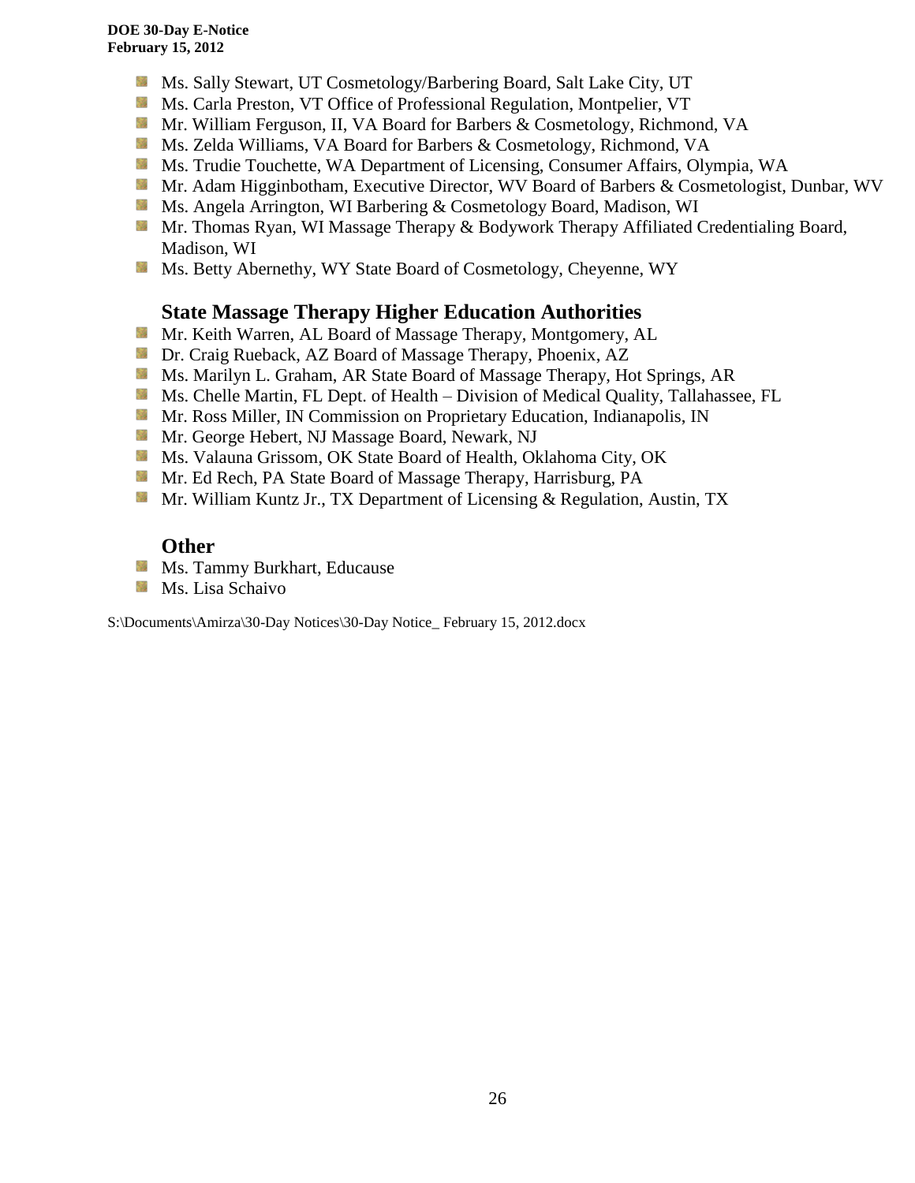- Ms. Sally Stewart, UT Cosmetology/Barbering Board, Salt Lake City, UT
- Ms. Carla Preston, VT Office of Professional Regulation, Montpelier, VT
- Mr. William Ferguson, II, VA Board for Barbers & Cosmetology, Richmond, VA
- Ms. Zelda Williams, VA Board for Barbers & Cosmetology, Richmond, VA
- Ms. Trudie Touchette, WA Department of Licensing, Consumer Affairs, Olympia, WA
- Mr. Adam Higginbotham, Executive Director, WV Board of Barbers & Cosmetologist, Dunbar, WV
- Ms. Angela Arrington, WI Barbering & Cosmetology Board, Madison, WI
- Mr. Thomas Ryan, WI Massage Therapy & Bodywork Therapy Affiliated Credentialing Board, Madison, WI
- Ms. Betty Abernethy, WY State Board of Cosmetology, Cheyenne, WY

## State Massage Therapy Higher Education Authorities

- Mr. Keith Warren, AL Board of Massage Therapy, Montgomery, AL
- Dr. Craig Rueback, AZ Board of Massage Therapy, Phoenix, AZ
- Ms. Marilyn L. Graham, AR State Board of Massage Therapy, Hot Springs, AR
- Ms. Chelle Martin, FL Dept. of Health – Division of Medical Quality, Tallahassee, FL
- Mr. Ross Miller, IN Commission on Proprietary Education, Indianapolis, IN
- Mr. George Hebert, NJ Massage Board, Newark, NJ
- Ms. Valauna Grissom, OK State Board of Health, Oklahoma City, OK
- Mr. Ed Rech, PA State Board of Massage Therapy, Harrisburg, PA
- Mr. William Kuntz Jr., TX Department of Licensing & Regulation, Austin, TX

## Other

- Ms. Tammy Burkhart, Educause
- Ms. Lisa Schaivo

S:\Documents\Amirza\30-Day Notices\30-Day Notice_ February 15, 2012.docx